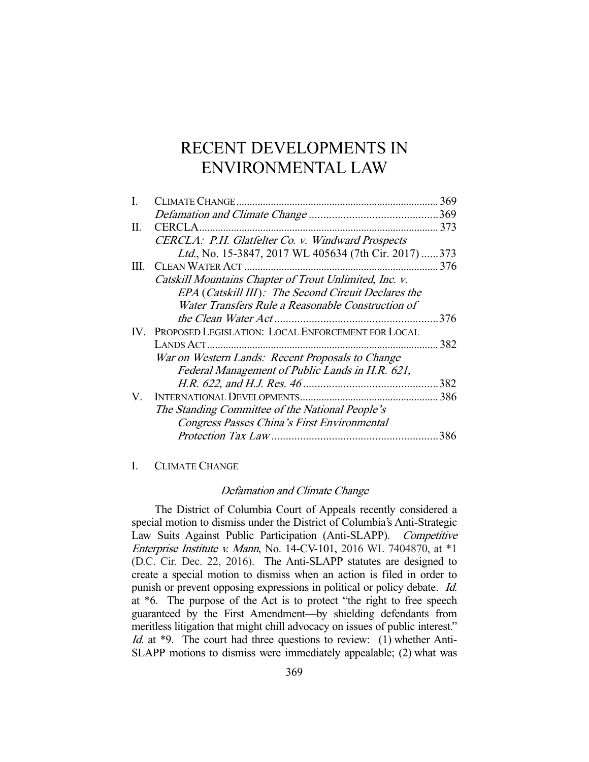# RECENT DEVELOPMENTS IN ENVIRONMENTAL LAW

| | | |
|---|---|---|
| I. | CLIMATE CHANGE | 369 |
| | *Defamation and Climate Change* | 369 |
| II. | CERCLA | 373 |
| | *CERCLA: P.H. Glatfelter Co. v. Windward Prospects Ltd.*, No. 15-3847, 2017 WL 405634 (7th Cir. 2017) | 373 |
| III. | CLEAN WATER ACT | 376 |
| | *Catskill Mountains Chapter of Trout Unlimited, Inc. v. EPA (Catskill III): The Second Circuit Declares the Water Transfers Rule a Reasonable Construction of the Clean Water Act* | 376 |
| IV. | PROPOSED LEGISLATION: LOCAL ENFORCEMENT FOR LOCAL LANDS ACT | 382 |
| | *War on Western Lands: Recent Proposals to Change Federal Management of Public Lands in H.R. 621, H.R. 622, and H.J. Res. 46* | 382 |
| V. | INTERNATIONAL DEVELOPMENTS | 386 |
| | *The Standing Committee of the National People's Congress Passes China's First Environmental Protection Tax Law* | 386 |

## I. CLIMATE CHANGE

### *Defamation and Climate Change*

The District of Columbia Court of Appeals recently considered a special motion to dismiss under the District of Columbia's Anti-Strategic Law Suits Against Public Participation (Anti-SLAPP). *Competitive Enterprise Institute v. Mann*, No. 14-CV-101, 2016 WL 7404870, at *1 (D.C. Cir. Dec. 22, 2016). The Anti-SLAPP statutes are designed to create a special motion to dismiss when an action is filed in order to punish or prevent opposing expressions in political or policy debate. *Id.* at *6. The purpose of the Act is to protect "the right to free speech guaranteed by the First Amendment—by shielding defendants from meritless litigation that might chill advocacy on issues of public interest." *Id.* at *9. The court had three questions to review: (1) whether Anti-SLAPP motions to dismiss were immediately appealable; (2) what was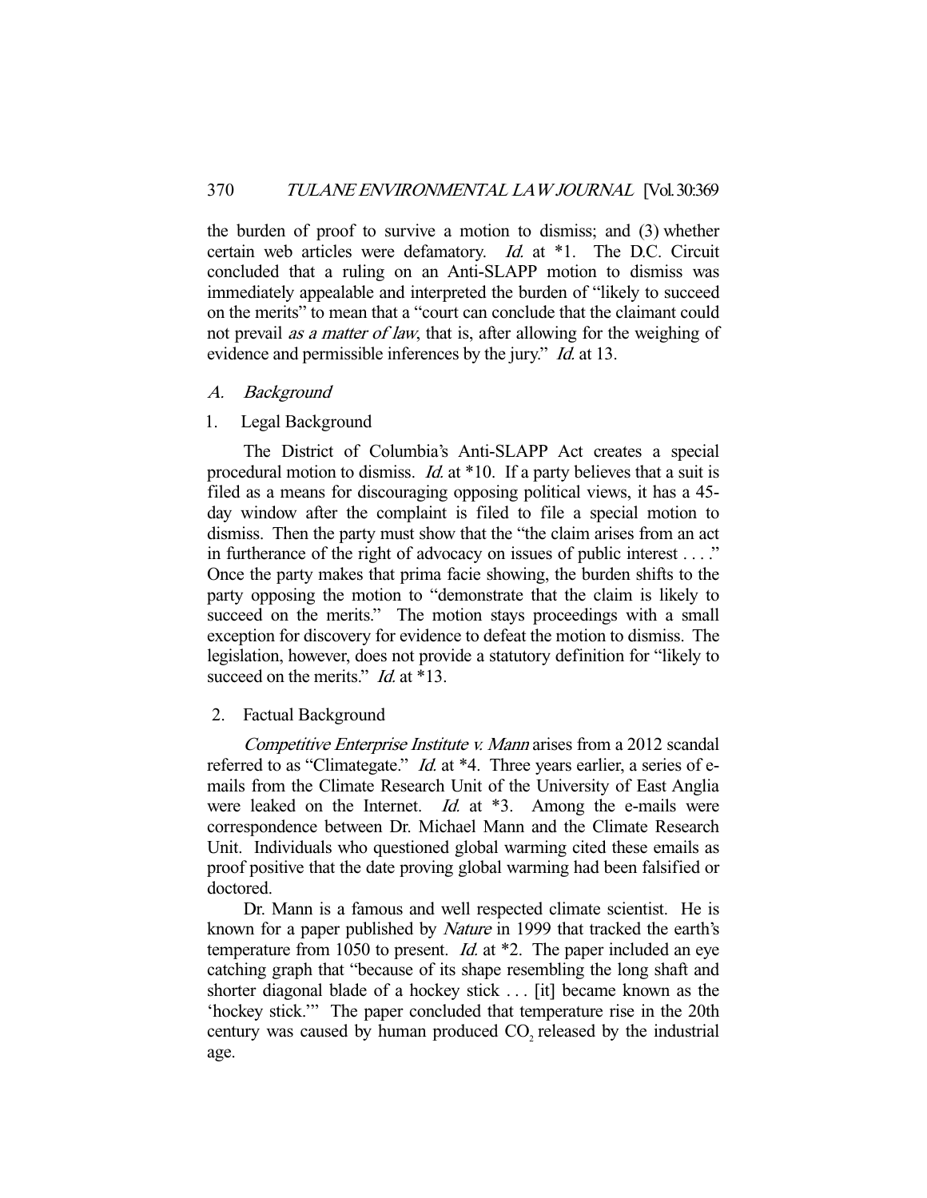the burden of proof to survive a motion to dismiss; and (3) whether certain web articles were defamatory. *Id.* at *1. The D.C. Circuit concluded that a ruling on an Anti-SLAPP motion to dismiss was immediately appealable and interpreted the burden of "likely to succeed on the merits" to mean that a "court can conclude that the claimant could not prevail *as a matter of law*, that is, after allowing for the weighing of evidence and permissible inferences by the jury." *Id.* at 13.

## *A. Background*

### 1. Legal Background

The District of Columbia's Anti-SLAPP Act creates a special procedural motion to dismiss. *Id.* at *10. If a party believes that a suit is filed as a means for discouraging opposing political views, it has a 45-day window after the complaint is filed to file a special motion to dismiss. Then the party must show that the "the claim arises from an act in furtherance of the right of advocacy on issues of public interest . . . ." Once the party makes that prima facie showing, the burden shifts to the party opposing the motion to "demonstrate that the claim is likely to succeed on the merits." The motion stays proceedings with a small exception for discovery for evidence to defeat the motion to dismiss. The legislation, however, does not provide a statutory definition for "likely to succeed on the merits." *Id.* at *13.

### 2. Factual Background

*Competitive Enterprise Institute v. Mann* arises from a 2012 scandal referred to as "Climategate." *Id.* at *4. Three years earlier, a series of e-mails from the Climate Research Unit of the University of East Anglia were leaked on the Internet. *Id.* at *3. Among the e-mails were correspondence between Dr. Michael Mann and the Climate Research Unit. Individuals who questioned global warming cited these emails as proof positive that the date proving global warming had been falsified or doctored.

Dr. Mann is a famous and well respected climate scientist. He is known for a paper published by *Nature* in 1999 that tracked the earth's temperature from 1050 to present. *Id.* at *2. The paper included an eye catching graph that "because of its shape resembling the long shaft and shorter diagonal blade of a hockey stick . . . [it] became known as the 'hockey stick.'" The paper concluded that temperature rise in the 20th century was caused by human produced $CO_2$ released by the industrial age.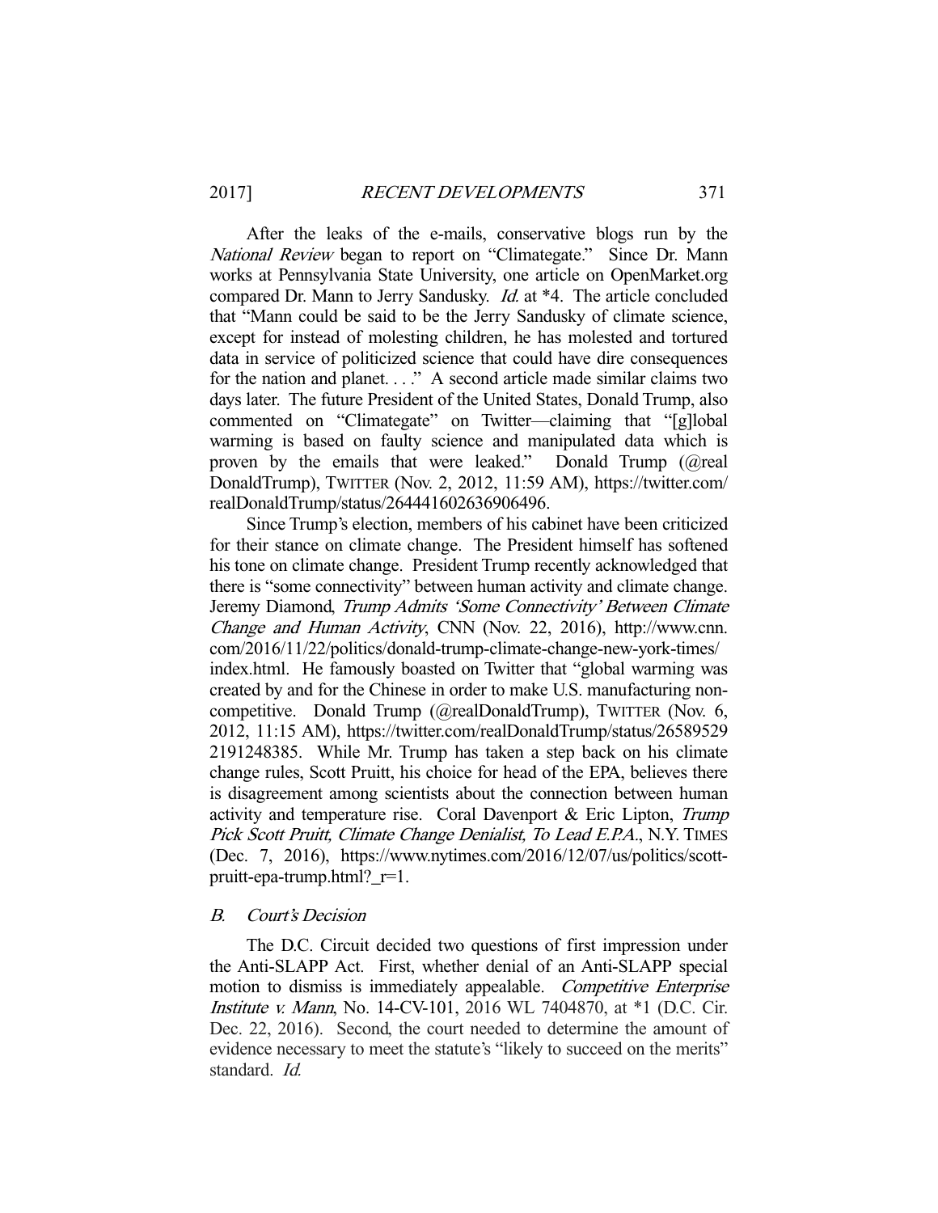After the leaks of the e-mails, conservative blogs run by the *National Review* began to report on "Climategate." Since Dr. Mann works at Pennsylvania State University, one article on OpenMarket.org compared Dr. Mann to Jerry Sandusky. *Id.* at *4. The article concluded that "Mann could be said to be the Jerry Sandusky of climate science, except for instead of molesting children, he has molested and tortured data in service of politicized science that could have dire consequences for the nation and planet. . . ." A second article made similar claims two days later. The future President of the United States, Donald Trump, also commented on "Climategate" on Twitter—claiming that "[g]lobal warming is based on faulty science and manipulated data which is proven by the emails that were leaked." Donald Trump (@realDonaldTrump), TWITTER (Nov. 2, 2012, 11:59 AM), https://twitter.com/realDonaldTrump/status/264441602636906496.

Since Trump's election, members of his cabinet have been criticized for their stance on climate change. The President himself has softened his tone on climate change. President Trump recently acknowledged that there is "some connectivity" between human activity and climate change. Jeremy Diamond, *Trump Admits 'Some Connectivity' Between Climate Change and Human Activity*, CNN (Nov. 22, 2016), http://www.cnn.com/2016/11/22/politics/donald-trump-climate-change-new-york-times/index.html. He famously boasted on Twitter that "global warming was created by and for the Chinese in order to make U.S. manufacturing non-competitive. Donald Trump (@realDonaldTrump), TWITTER (Nov. 6, 2012, 11:15 AM), https://twitter.com/realDonaldTrump/status/265895292191248385. While Mr. Trump has taken a step back on his climate change rules, Scott Pruitt, his choice for head of the EPA, believes there is disagreement among scientists about the connection between human activity and temperature rise. Coral Davenport & Eric Lipton, *Trump Pick Scott Pruitt, Climate Change Denialist, To Lead E.P.A.*, N.Y. TIMES (Dec. 7, 2016), https://www.nytimes.com/2016/12/07/us/politics/scott-pruitt-epa-trump.html?_r=1.

### *B. Court's Decision*

The D.C. Circuit decided two questions of first impression under the Anti-SLAPP Act. First, whether denial of an Anti-SLAPP special motion to dismiss is immediately appealable. *Competitive Enterprise Institute v. Mann*, No. 14-CV-101, 2016 WL 7404870, at *1 (D.C. Cir. Dec. 22, 2016). Second, the court needed to determine the amount of evidence necessary to meet the statute's "likely to succeed on the merits" standard. *Id.*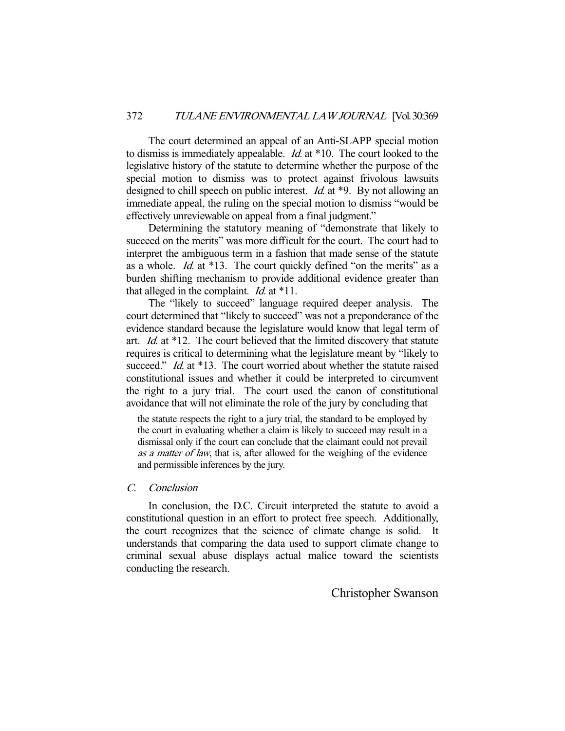The court determined an appeal of an Anti-SLAPP special motion to dismiss is immediately appealable. *Id.* at *10. The court looked to the legislative history of the statute to determine whether the purpose of the special motion to dismiss was to protect against frivolous lawsuits designed to chill speech on public interest. *Id.* at *9. By not allowing an immediate appeal, the ruling on the special motion to dismiss "would be effectively unreviewable on appeal from a final judgment."

Determining the statutory meaning of "demonstrate that likely to succeed on the merits" was more difficult for the court. The court had to interpret the ambiguous term in a fashion that made sense of the statute as a whole. *Id.* at *13. The court quickly defined "on the merits" as a burden shifting mechanism to provide additional evidence greater than that alleged in the complaint. *Id.* at *11.

The "likely to succeed" language required deeper analysis. The court determined that "likely to succeed" was not a preponderance of the evidence standard because the legislature would know that legal term of art. *Id.* at *12. The court believed that the limited discovery that statute requires is critical to determining what the legislature meant by "likely to succeed." *Id.* at *13. The court worried about whether the statute raised constitutional issues and whether it could be interpreted to circumvent the right to a jury trial. The court used the canon of constitutional avoidance that will not eliminate the role of the jury by concluding that

> the statute respects the right to a jury trial, the standard to be employed by the court in evaluating whether a claim is likely to succeed may result in a dismissal only if the court can conclude that the claimant could not prevail *as a matter of law*, that is, after allowed for the weighing of the evidence and permissible inferences by the jury.

### *C. Conclusion*

In conclusion, the D.C. Circuit interpreted the statute to avoid a constitutional question in an effort to protect free speech. Additionally, the court recognizes that the science of climate change is solid. It understands that comparing the data used to support climate change to criminal sexual abuse displays actual malice toward the scientists conducting the research.

Christopher Swanson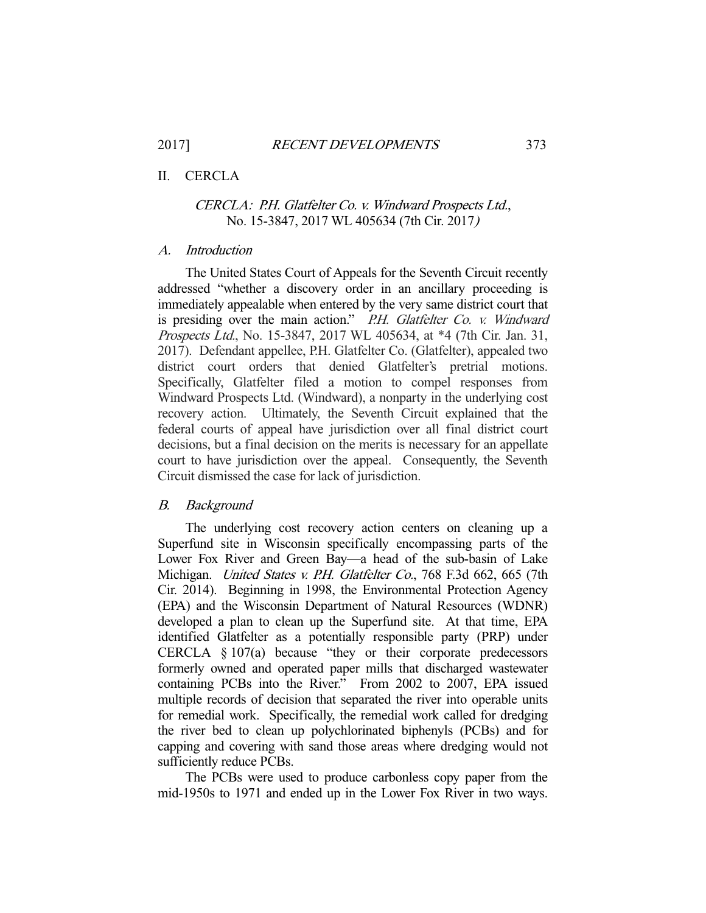## II. CERCLA

### *CERCLA: P.H. Glatfelter Co. v. Windward Prospects Ltd.*, No. 15-3847, 2017 WL 405634 (7th Cir. 2017)

#### *A. Introduction*

The United States Court of Appeals for the Seventh Circuit recently addressed "whether a discovery order in an ancillary proceeding is immediately appealable when entered by the very same district court that is presiding over the main action." *P.H. Glatfelter Co. v. Windward Prospects Ltd.*, No. 15-3847, 2017 WL 405634, at *4 (7th Cir. Jan. 31, 2017). Defendant appellee, P.H. Glatfelter Co. (Glatfelter), appealed two district court orders that denied Glatfelter's pretrial motions. Specifically, Glatfelter filed a motion to compel responses from Windward Prospects Ltd. (Windward), a nonparty in the underlying cost recovery action. Ultimately, the Seventh Circuit explained that the federal courts of appeal have jurisdiction over all final district court decisions, but a final decision on the merits is necessary for an appellate court to have jurisdiction over the appeal. Consequently, the Seventh Circuit dismissed the case for lack of jurisdiction.

#### *B. Background*

The underlying cost recovery action centers on cleaning up a Superfund site in Wisconsin specifically encompassing parts of the Lower Fox River and Green Bay—a head of the sub-basin of Lake Michigan. *United States v. P.H. Glatfelter Co.*, 768 F.3d 662, 665 (7th Cir. 2014). Beginning in 1998, the Environmental Protection Agency (EPA) and the Wisconsin Department of Natural Resources (WDNR) developed a plan to clean up the Superfund site. At that time, EPA identified Glatfelter as a potentially responsible party (PRP) under CERCLA § 107(a) because "they or their corporate predecessors formerly owned and operated paper mills that discharged wastewater containing PCBs into the River." From 2002 to 2007, EPA issued multiple records of decision that separated the river into operable units for remedial work. Specifically, the remedial work called for dredging the river bed to clean up polychlorinated biphenyls (PCBs) and for capping and covering with sand those areas where dredging would not sufficiently reduce PCBs.

The PCBs were used to produce carbonless copy paper from the mid-1950s to 1971 and ended up in the Lower Fox River in two ways.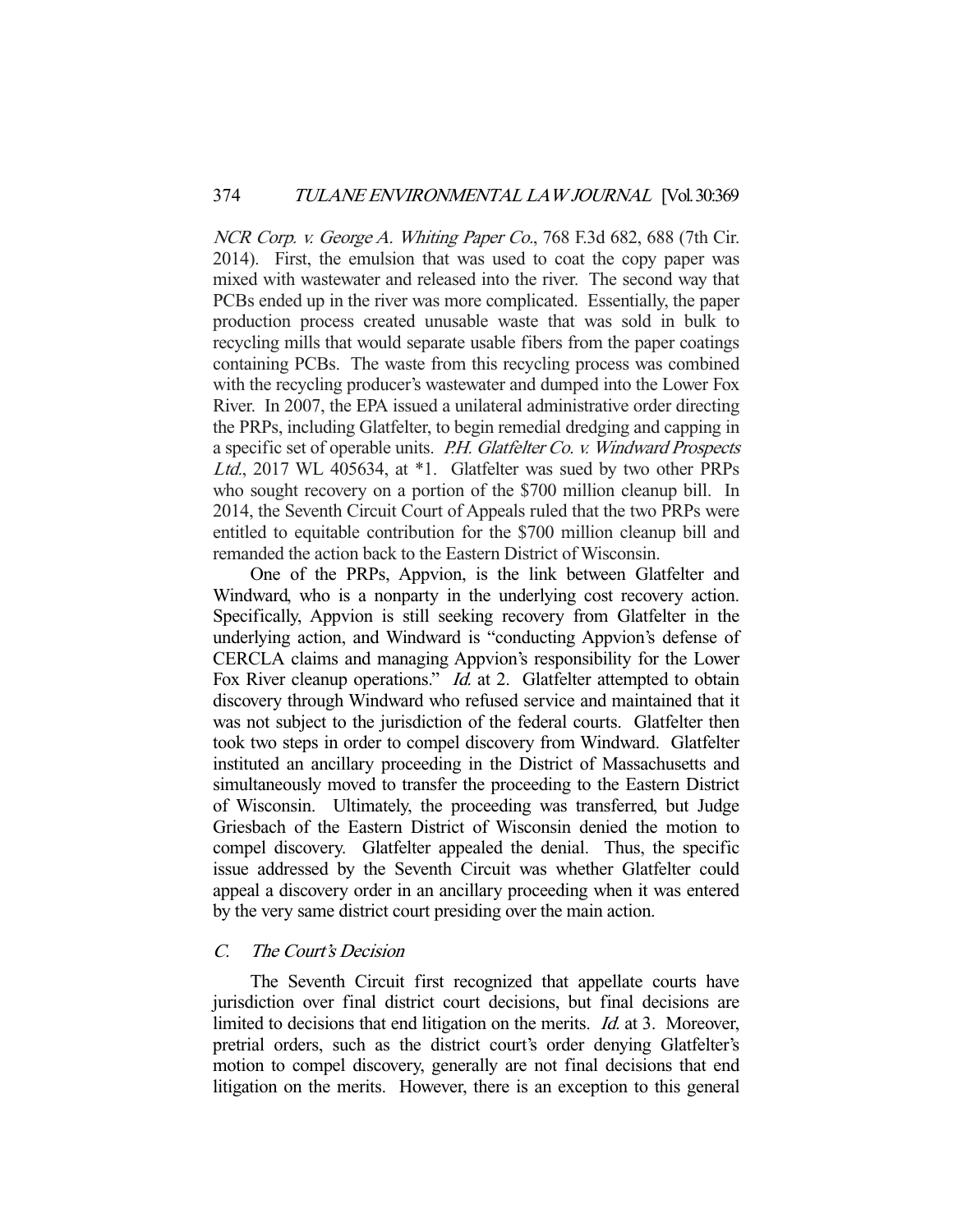*NCR Corp. v. George A. Whiting Paper Co.*, 768 F.3d 682, 688 (7th Cir. 2014). First, the emulsion that was used to coat the copy paper was mixed with wastewater and released into the river. The second way that PCBs ended up in the river was more complicated. Essentially, the paper production process created unusable waste that was sold in bulk to recycling mills that would separate usable fibers from the paper coatings containing PCBs. The waste from this recycling process was combined with the recycling producer's wastewater and dumped into the Lower Fox River. In 2007, the EPA issued a unilateral administrative order directing the PRPs, including Glatfelter, to begin remedial dredging and capping in a specific set of operable units. *P.H. Glatfelter Co. v. Windward Prospects Ltd.*, 2017 WL 405634, at *1. Glatfelter was sued by two other PRPs who sought recovery on a portion of the $700 million cleanup bill. In 2014, the Seventh Circuit Court of Appeals ruled that the two PRPs were entitled to equitable contribution for the $700 million cleanup bill and remanded the action back to the Eastern District of Wisconsin.

One of the PRPs, Appvion, is the link between Glatfelter and Windward, who is a nonparty in the underlying cost recovery action. Specifically, Appvion is still seeking recovery from Glatfelter in the underlying action, and Windward is "conducting Appvion's defense of CERCLA claims and managing Appvion's responsibility for the Lower Fox River cleanup operations." *Id.* at 2. Glatfelter attempted to obtain discovery through Windward who refused service and maintained that it was not subject to the jurisdiction of the federal courts. Glatfelter then took two steps in order to compel discovery from Windward. Glatfelter instituted an ancillary proceeding in the District of Massachusetts and simultaneously moved to transfer the proceeding to the Eastern District of Wisconsin. Ultimately, the proceeding was transferred, but Judge Griesbach of the Eastern District of Wisconsin denied the motion to compel discovery. Glatfelter appealed the denial. Thus, the specific issue addressed by the Seventh Circuit was whether Glatfelter could appeal a discovery order in an ancillary proceeding when it was entered by the very same district court presiding over the main action.

### C. *The Court's Decision*

The Seventh Circuit first recognized that appellate courts have jurisdiction over final district court decisions, but final decisions are limited to decisions that end litigation on the merits. *Id.* at 3. Moreover, pretrial orders, such as the district court's order denying Glatfelter's motion to compel discovery, generally are not final decisions that end litigation on the merits. However, there is an exception to this general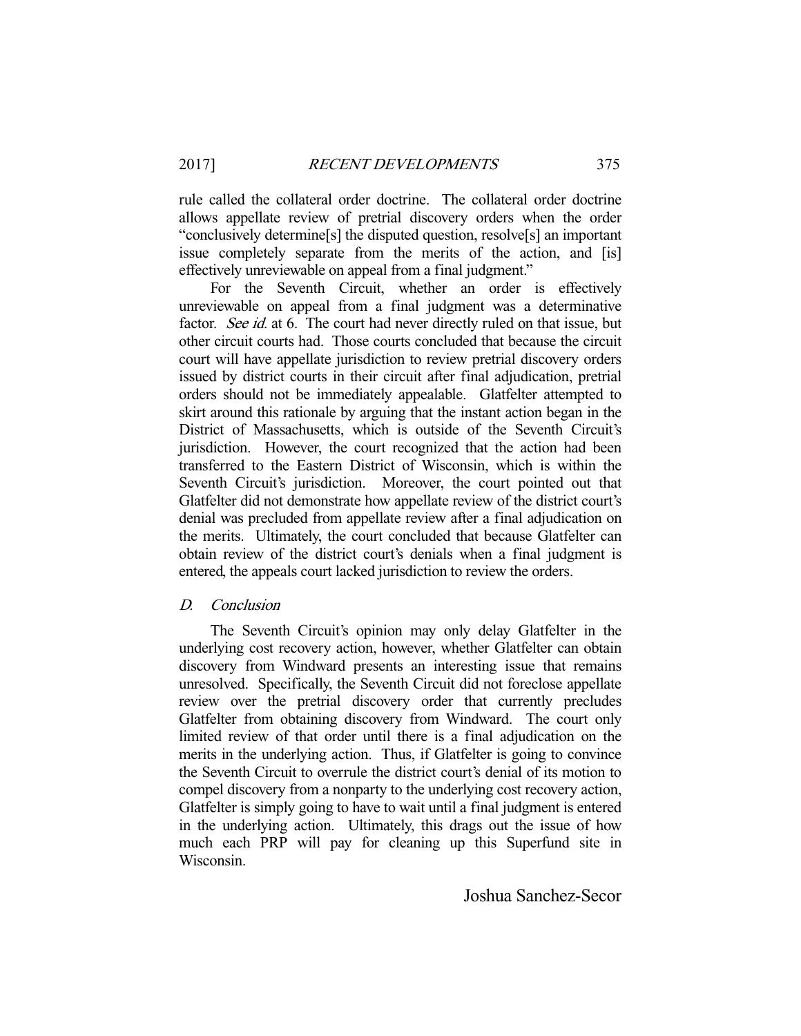rule called the collateral order doctrine. The collateral order doctrine allows appellate review of pretrial discovery orders when the order "conclusively determine[s] the disputed question, resolve[s] an important issue completely separate from the merits of the action, and [is] effectively unreviewable on appeal from a final judgment."

For the Seventh Circuit, whether an order is effectively unreviewable on appeal from a final judgment was a determinative factor. *See id.* at 6. The court had never directly ruled on that issue, but other circuit courts had. Those courts concluded that because the circuit court will have appellate jurisdiction to review pretrial discovery orders issued by district courts in their circuit after final adjudication, pretrial orders should not be immediately appealable. Glatfelter attempted to skirt around this rationale by arguing that the instant action began in the District of Massachusetts, which is outside of the Seventh Circuit's jurisdiction. However, the court recognized that the action had been transferred to the Eastern District of Wisconsin, which is within the Seventh Circuit's jurisdiction. Moreover, the court pointed out that Glatfelter did not demonstrate how appellate review of the district court's denial was precluded from appellate review after a final adjudication on the merits. Ultimately, the court concluded that because Glatfelter can obtain review of the district court's denials when a final judgment is entered, the appeals court lacked jurisdiction to review the orders.

### D. *Conclusion*

The Seventh Circuit's opinion may only delay Glatfelter in the underlying cost recovery action, however, whether Glatfelter can obtain discovery from Windward presents an interesting issue that remains unresolved. Specifically, the Seventh Circuit did not foreclose appellate review over the pretrial discovery order that currently precludes Glatfelter from obtaining discovery from Windward. The court only limited review of that order until there is a final adjudication on the merits in the underlying action. Thus, if Glatfelter is going to convince the Seventh Circuit to overrule the district court's denial of its motion to compel discovery from a nonparty to the underlying cost recovery action, Glatfelter is simply going to have to wait until a final judgment is entered in the underlying action. Ultimately, this drags out the issue of how much each PRP will pay for cleaning up this Superfund site in Wisconsin.

Joshua Sanchez-Secor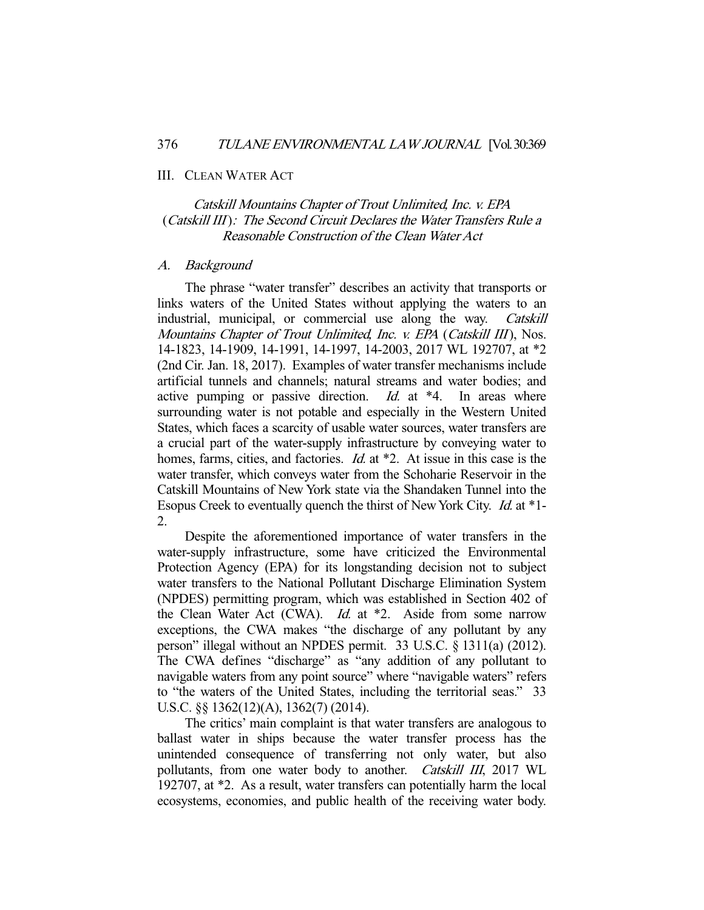## III. CLEAN WATER ACT

### *Catskill Mountains Chapter of Trout Unlimited, Inc. v. EPA* (*Catskill III*): The Second Circuit Declares the Water Transfers Rule a Reasonable Construction of the Clean Water Act

#### A. Background

The phrase "water transfer" describes an activity that transports or links waters of the United States without applying the waters to an industrial, municipal, or commercial use along the way. *Catskill Mountains Chapter of Trout Unlimited, Inc. v. EPA* (*Catskill III*), Nos. 14-1823, 14-1909, 14-1991, 14-1997, 14-2003, 2017 WL 192707, at *2 (2nd Cir. Jan. 18, 2017). Examples of water transfer mechanisms include artificial tunnels and channels; natural streams and water bodies; and active pumping or passive direction. *Id.* at *4. In areas where surrounding water is not potable and especially in the Western United States, which faces a scarcity of usable water sources, water transfers are a crucial part of the water-supply infrastructure by conveying water to homes, farms, cities, and factories. *Id.* at *2. At issue in this case is the water transfer, which conveys water from the Schoharie Reservoir in the Catskill Mountains of New York state via the Shandaken Tunnel into the Esopus Creek to eventually quench the thirst of New York City. *Id.* at *1-2.

Despite the aforementioned importance of water transfers in the water-supply infrastructure, some have criticized the Environmental Protection Agency (EPA) for its longstanding decision not to subject water transfers to the National Pollutant Discharge Elimination System (NPDES) permitting program, which was established in Section 402 of the Clean Water Act (CWA). *Id.* at *2. Aside from some narrow exceptions, the CWA makes "the discharge of any pollutant by any person" illegal without an NPDES permit. 33 U.S.C. § 1311(a) (2012). The CWA defines "discharge" as "any addition of any pollutant to navigable waters from any point source" where "navigable waters" refers to "the waters of the United States, including the territorial seas." 33 U.S.C. §§ 1362(12)(A), 1362(7) (2014).

The critics' main complaint is that water transfers are analogous to ballast water in ships because the water transfer process has the unintended consequence of transferring not only water, but also pollutants, from one water body to another. *Catskill III*, 2017 WL 192707, at *2. As a result, water transfers can potentially harm the local ecosystems, economies, and public health of the receiving water body.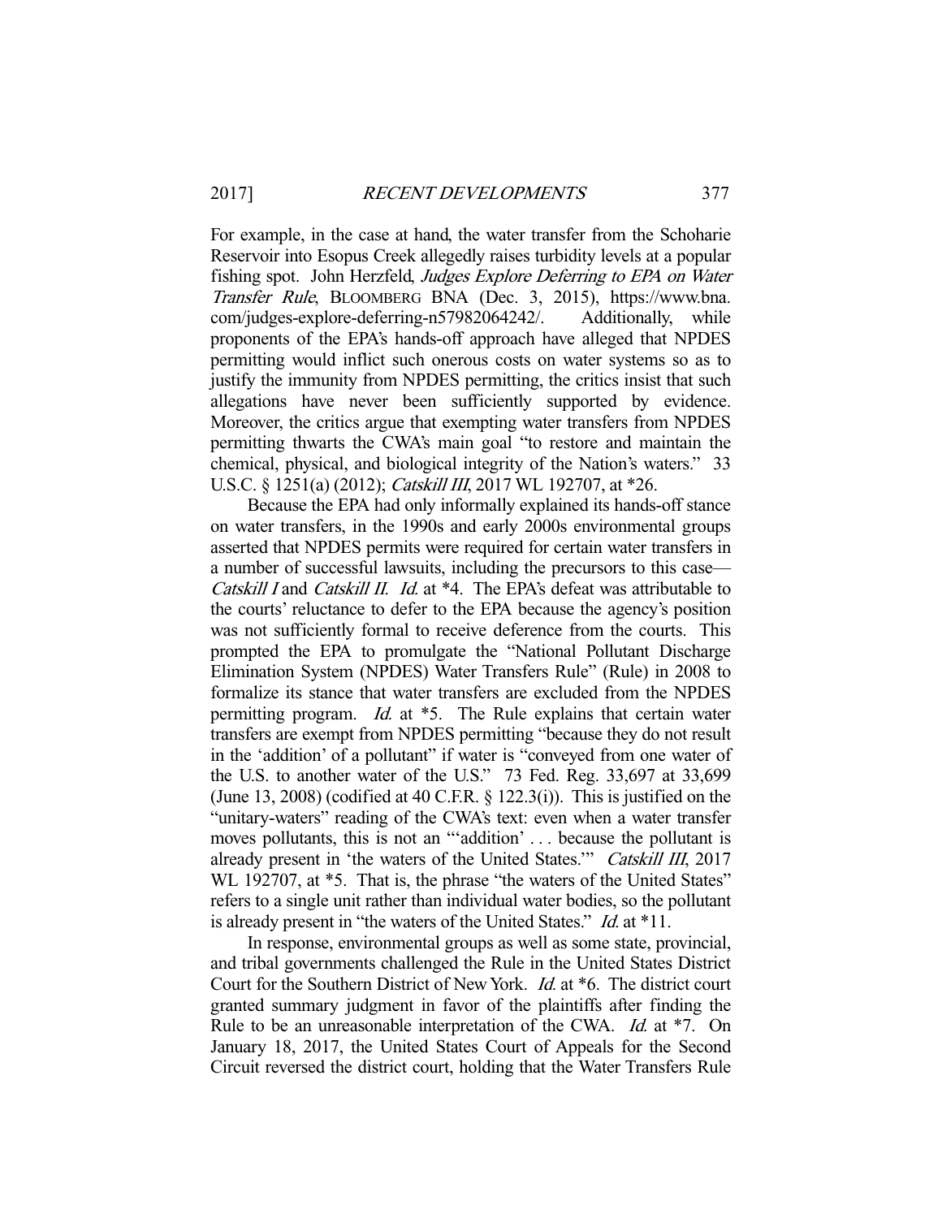For example, in the case at hand, the water transfer from the Schoharie Reservoir into Esopus Creek allegedly raises turbidity levels at a popular fishing spot. John Herzfeld, *Judges Explore Deferring to EPA on Water Transfer Rule*, BLOOMBERG BNA (Dec. 3, 2015), https://www.bna.com/judges-explore-deferring-n57982064242/. Additionally, while proponents of the EPA's hands-off approach have alleged that NPDES permitting would inflict such onerous costs on water systems so as to justify the immunity from NPDES permitting, the critics insist that such allegations have never been sufficiently supported by evidence. Moreover, the critics argue that exempting water transfers from NPDES permitting thwarts the CWA's main goal "to restore and maintain the chemical, physical, and biological integrity of the Nation's waters." 33 U.S.C. § 1251(a) (2012); *Catskill III*, 2017 WL 192707, at *26.

Because the EPA had only informally explained its hands-off stance on water transfers, in the 1990s and early 2000s environmental groups asserted that NPDES permits were required for certain water transfers in a number of successful lawsuits, including the precursors to this case—*Catskill I* and *Catskill II*. *Id.* at *4. The EPA's defeat was attributable to the courts' reluctance to defer to the EPA because the agency's position was not sufficiently formal to receive deference from the courts. This prompted the EPA to promulgate the "National Pollutant Discharge Elimination System (NPDES) Water Transfers Rule" (Rule) in 2008 to formalize its stance that water transfers are excluded from the NPDES permitting program. *Id.* at *5. The Rule explains that certain water transfers are exempt from NPDES permitting "because they do not result in the 'addition' of a pollutant" if water is "conveyed from one water of the U.S. to another water of the U.S." 73 Fed. Reg. 33,697 at 33,699 (June 13, 2008) (codified at 40 C.F.R. § 122.3(i)). This is justified on the "unitary-waters" reading of the CWA's text: even when a water transfer moves pollutants, this is not an "'addition' . . . because the pollutant is already present in 'the waters of the United States.'" *Catskill III*, 2017 WL 192707, at *5. That is, the phrase "the waters of the United States" refers to a single unit rather than individual water bodies, so the pollutant is already present in "the waters of the United States." *Id.* at *11.

In response, environmental groups as well as some state, provincial, and tribal governments challenged the Rule in the United States District Court for the Southern District of New York. *Id.* at *6. The district court granted summary judgment in favor of the plaintiffs after finding the Rule to be an unreasonable interpretation of the CWA. *Id.* at *7. On January 18, 2017, the United States Court of Appeals for the Second Circuit reversed the district court, holding that the Water Transfers Rule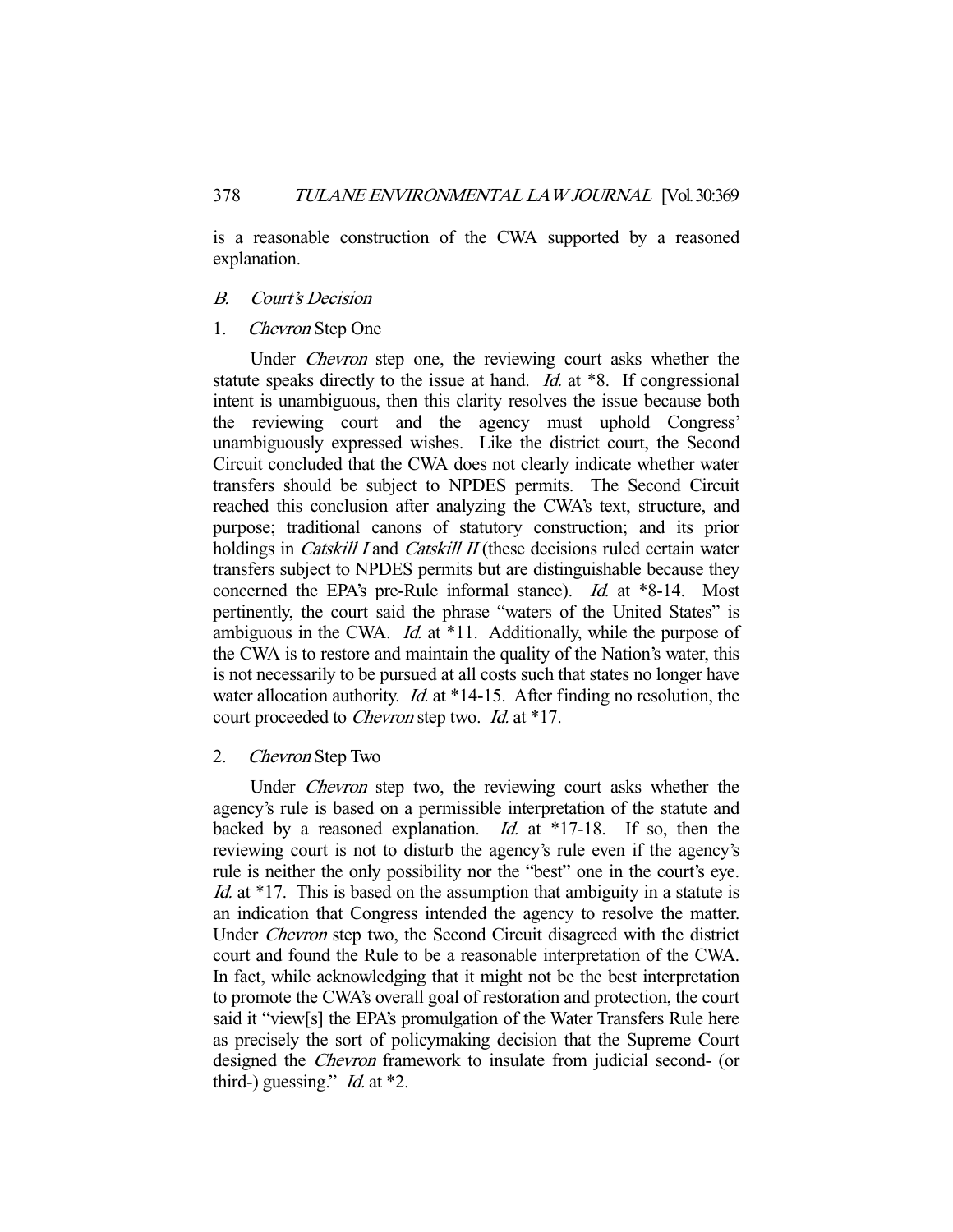is a reasonable construction of the CWA supported by a reasoned explanation.

### *B. Court's Decision*

#### 1. *Chevron* Step One

Under *Chevron* step one, the reviewing court asks whether the statute speaks directly to the issue at hand. *Id.* at *8. If congressional intent is unambiguous, then this clarity resolves the issue because both the reviewing court and the agency must uphold Congress' unambiguously expressed wishes. Like the district court, the Second Circuit concluded that the CWA does not clearly indicate whether water transfers should be subject to NPDES permits. The Second Circuit reached this conclusion after analyzing the CWA's text, structure, and purpose; traditional canons of statutory construction; and its prior holdings in *Catskill I* and *Catskill II* (these decisions ruled certain water transfers subject to NPDES permits but are distinguishable because they concerned the EPA's pre-Rule informal stance). *Id.* at *8-14. Most pertinently, the court said the phrase "waters of the United States" is ambiguous in the CWA. *Id.* at *11. Additionally, while the purpose of the CWA is to restore and maintain the quality of the Nation's water, this is not necessarily to be pursued at all costs such that states no longer have water allocation authority. *Id.* at *14-15. After finding no resolution, the court proceeded to *Chevron* step two. *Id.* at *17.

#### 2. *Chevron* Step Two

Under *Chevron* step two, the reviewing court asks whether the agency's rule is based on a permissible interpretation of the statute and backed by a reasoned explanation. *Id.* at *17-18. If so, then the reviewing court is not to disturb the agency's rule even if the agency's rule is neither the only possibility nor the "best" one in the court's eye. *Id.* at *17. This is based on the assumption that ambiguity in a statute is an indication that Congress intended the agency to resolve the matter. Under *Chevron* step two, the Second Circuit disagreed with the district court and found the Rule to be a reasonable interpretation of the CWA. In fact, while acknowledging that it might not be the best interpretation to promote the CWA's overall goal of restoration and protection, the court said it "view[s] the EPA's promulgation of the Water Transfers Rule here as precisely the sort of policymaking decision that the Supreme Court designed the *Chevron* framework to insulate from judicial second- (or third-) guessing." *Id.* at *2.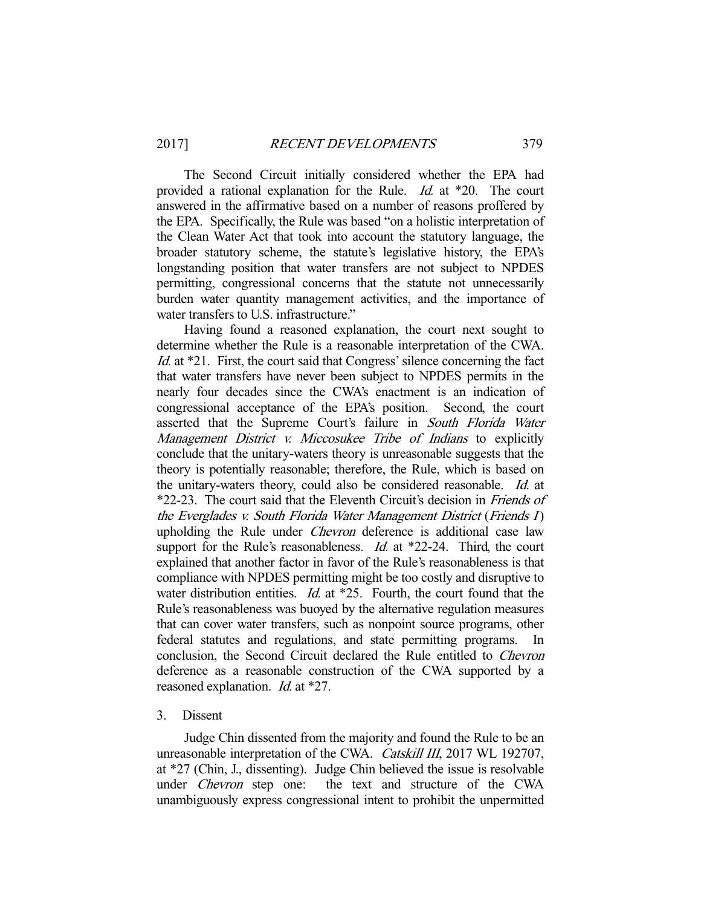The Second Circuit initially considered whether the EPA had provided a rational explanation for the Rule. *Id.* at *20. The court answered in the affirmative based on a number of reasons proffered by the EPA. Specifically, the Rule was based "on a holistic interpretation of the Clean Water Act that took into account the statutory language, the broader statutory scheme, the statute's legislative history, the EPA's longstanding position that water transfers are not subject to NPDES permitting, congressional concerns that the statute not unnecessarily burden water quantity management activities, and the importance of water transfers to U.S. infrastructure."

Having found a reasoned explanation, the court next sought to determine whether the Rule is a reasonable interpretation of the CWA. *Id.* at *21. First, the court said that Congress' silence concerning the fact that water transfers have never been subject to NPDES permits in the nearly four decades since the CWA's enactment is an indication of congressional acceptance of the EPA's position. Second, the court asserted that the Supreme Court's failure in *South Florida Water Management District v. Miccosukee Tribe of Indians* to explicitly conclude that the unitary-waters theory is unreasonable suggests that the theory is potentially reasonable; therefore, the Rule, which is based on the unitary-waters theory, could also be considered reasonable. *Id.* at *22-23. The court said that the Eleventh Circuit's decision in *Friends of the Everglades v. South Florida Water Management District* (*Friends I*) upholding the Rule under *Chevron* deference is additional case law support for the Rule's reasonableness. *Id.* at *22-24. Third, the court explained that another factor in favor of the Rule's reasonableness is that compliance with NPDES permitting might be too costly and disruptive to water distribution entities. *Id.* at *25. Fourth, the court found that the Rule's reasonableness was buoyed by the alternative regulation measures that can cover water transfers, such as nonpoint source programs, other federal statutes and regulations, and state permitting programs. In conclusion, the Second Circuit declared the Rule entitled to *Chevron* deference as a reasonable construction of the CWA supported by a reasoned explanation. *Id.* at *27.

3. Dissent

Judge Chin dissented from the majority and found the Rule to be an unreasonable interpretation of the CWA. *Catskill III*, 2017 WL 192707, at *27 (Chin, J., dissenting). Judge Chin believed the issue is resolvable under *Chevron* step one: the text and structure of the CWA unambiguously express congressional intent to prohibit the unpermitted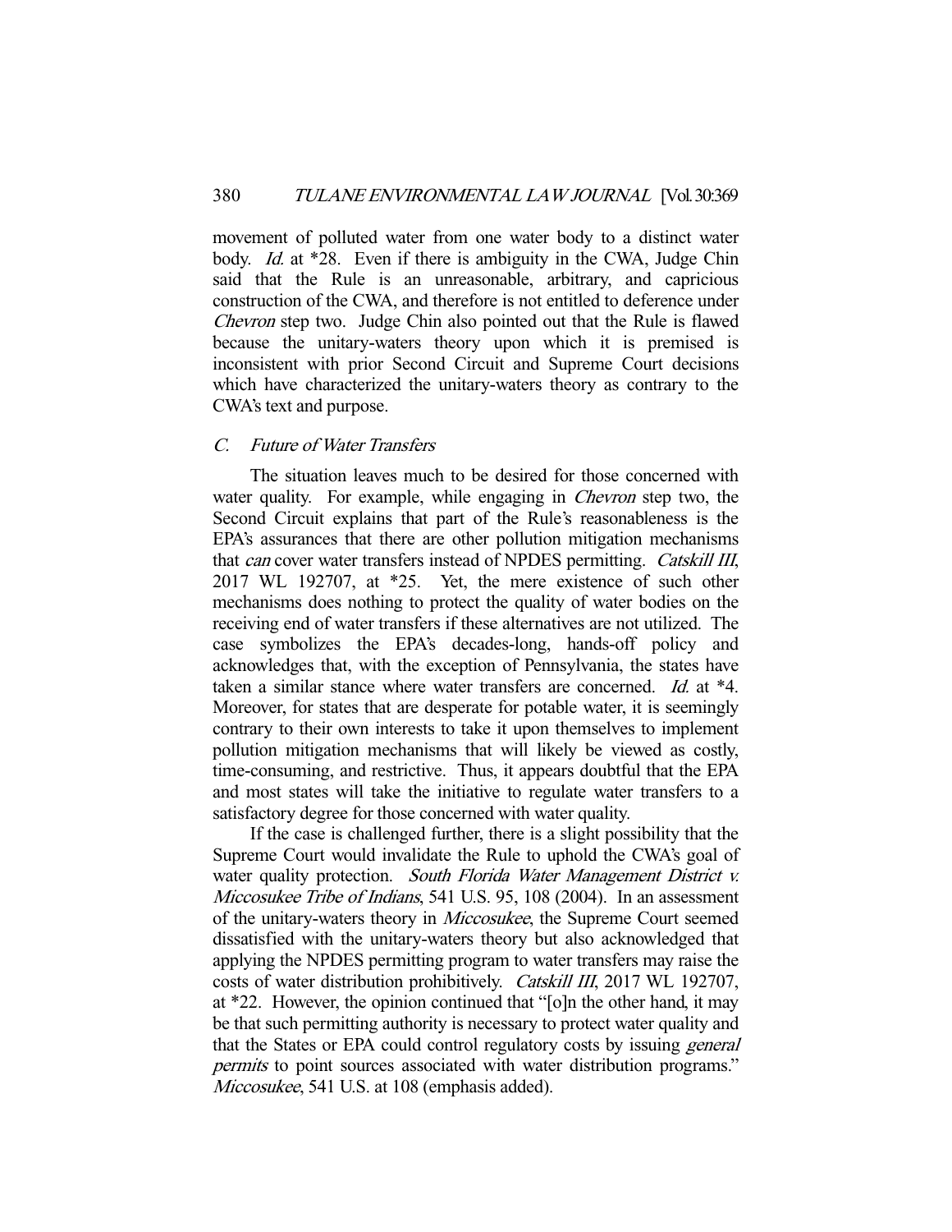movement of polluted water from one water body to a distinct water body. *Id.* at *28. Even if there is ambiguity in the CWA, Judge Chin said that the Rule is an unreasonable, arbitrary, and capricious construction of the CWA, and therefore is not entitled to deference under *Chevron* step two. Judge Chin also pointed out that the Rule is flawed because the unitary-waters theory upon which it is premised is inconsistent with prior Second Circuit and Supreme Court decisions which have characterized the unitary-waters theory as contrary to the CWA's text and purpose.

### *C. Future of Water Transfers*

The situation leaves much to be desired for those concerned with water quality. For example, while engaging in *Chevron* step two, the Second Circuit explains that part of the Rule's reasonableness is the EPA's assurances that there are other pollution mitigation mechanisms that *can* cover water transfers instead of NPDES permitting. *Catskill III*, 2017 WL 192707, at *25. Yet, the mere existence of such other mechanisms does nothing to protect the quality of water bodies on the receiving end of water transfers if these alternatives are not utilized. The case symbolizes the EPA's decades-long, hands-off policy and acknowledges that, with the exception of Pennsylvania, the states have taken a similar stance where water transfers are concerned. *Id.* at *4. Moreover, for states that are desperate for potable water, it is seemingly contrary to their own interests to take it upon themselves to implement pollution mitigation mechanisms that will likely be viewed as costly, time-consuming, and restrictive. Thus, it appears doubtful that the EPA and most states will take the initiative to regulate water transfers to a satisfactory degree for those concerned with water quality.

If the case is challenged further, there is a slight possibility that the Supreme Court would invalidate the Rule to uphold the CWA's goal of water quality protection. *South Florida Water Management District v. Miccosukee Tribe of Indians*, 541 U.S. 95, 108 (2004). In an assessment of the unitary-waters theory in *Miccosukee*, the Supreme Court seemed dissatisfied with the unitary-waters theory but also acknowledged that applying the NPDES permitting program to water transfers may raise the costs of water distribution prohibitively. *Catskill III*, 2017 WL 192707, at *22. However, the opinion continued that "[o]n the other hand, it may be that such permitting authority is necessary to protect water quality and that the States or EPA could control regulatory costs by issuing *general permits* to point sources associated with water distribution programs." *Miccosukee*, 541 U.S. at 108 (emphasis added).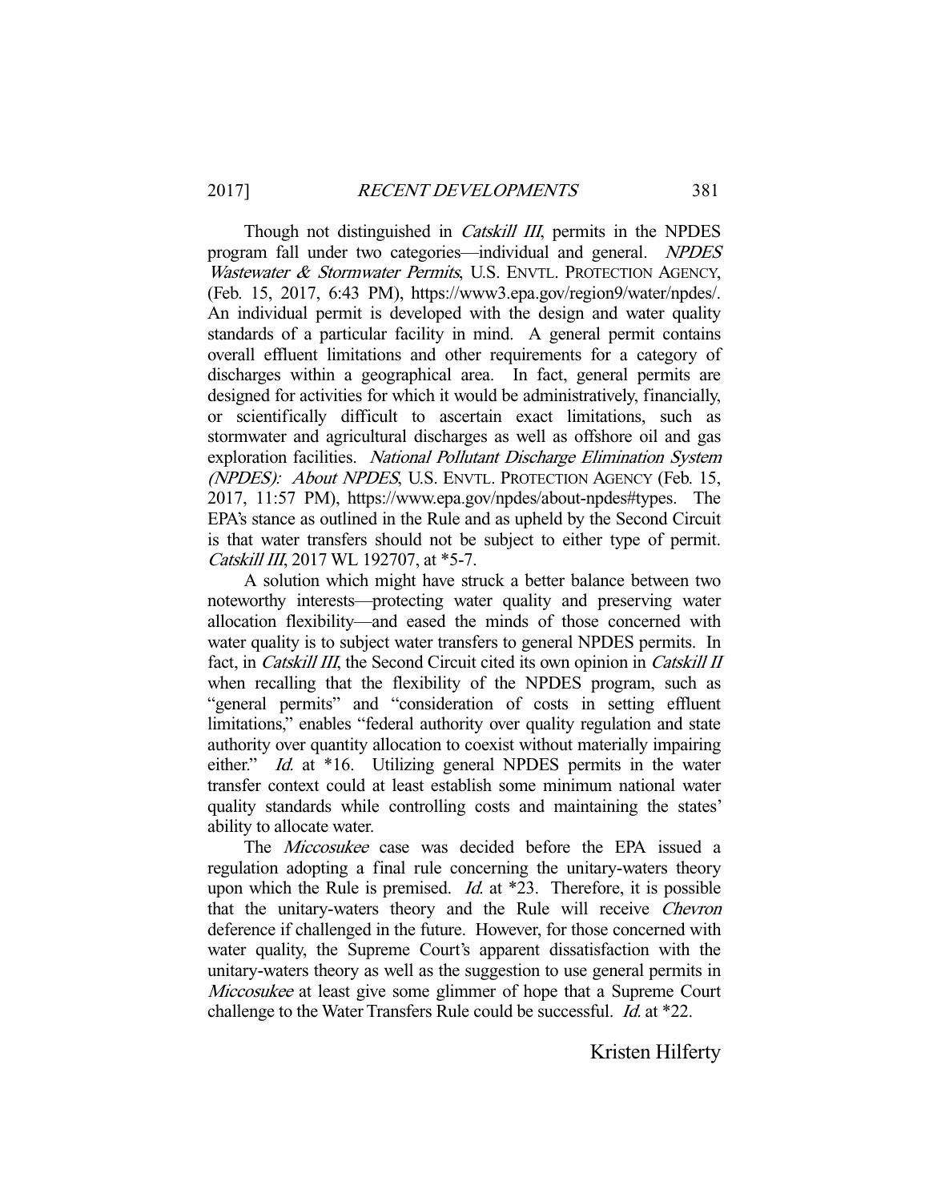Though not distinguished in *Catskill III*, permits in the NPDES program fall under two categories—individual and general. *NPDES Wastewater & Stormwater Permits*, U.S. ENVTL. PROTECTION AGENCY, (Feb. 15, 2017, 6:43 PM), https://www3.epa.gov/region9/water/npdes/. An individual permit is developed with the design and water quality standards of a particular facility in mind. A general permit contains overall effluent limitations and other requirements for a category of discharges within a geographical area. In fact, general permits are designed for activities for which it would be administratively, financially, or scientifically difficult to ascertain exact limitations, such as stormwater and agricultural discharges as well as offshore oil and gas exploration facilities. *National Pollutant Discharge Elimination System (NPDES): About NPDES*, U.S. ENVTL. PROTECTION AGENCY (Feb. 15, 2017, 11:57 PM), https://www.epa.gov/npdes/about-npdes#types. The EPA's stance as outlined in the Rule and as upheld by the Second Circuit is that water transfers should not be subject to either type of permit. *Catskill III*, 2017 WL 192707, at *5-7.

A solution which might have struck a better balance between two noteworthy interests—protecting water quality and preserving water allocation flexibility—and eased the minds of those concerned with water quality is to subject water transfers to general NPDES permits. In fact, in *Catskill III*, the Second Circuit cited its own opinion in *Catskill II* when recalling that the flexibility of the NPDES program, such as "general permits" and "consideration of costs in setting effluent limitations," enables "federal authority over quality regulation and state authority over quantity allocation to coexist without materially impairing either." *Id.* at *16. Utilizing general NPDES permits in the water transfer context could at least establish some minimum national water quality standards while controlling costs and maintaining the states' ability to allocate water.

The *Miccosukee* case was decided before the EPA issued a regulation adopting a final rule concerning the unitary-waters theory upon which the Rule is premised. *Id.* at *23. Therefore, it is possible that the unitary-waters theory and the Rule will receive *Chevron* deference if challenged in the future. However, for those concerned with water quality, the Supreme Court's apparent dissatisfaction with the unitary-waters theory as well as the suggestion to use general permits in *Miccosukee* at least give some glimmer of hope that a Supreme Court challenge to the Water Transfers Rule could be successful. *Id.* at *22.

Kristen Hilferty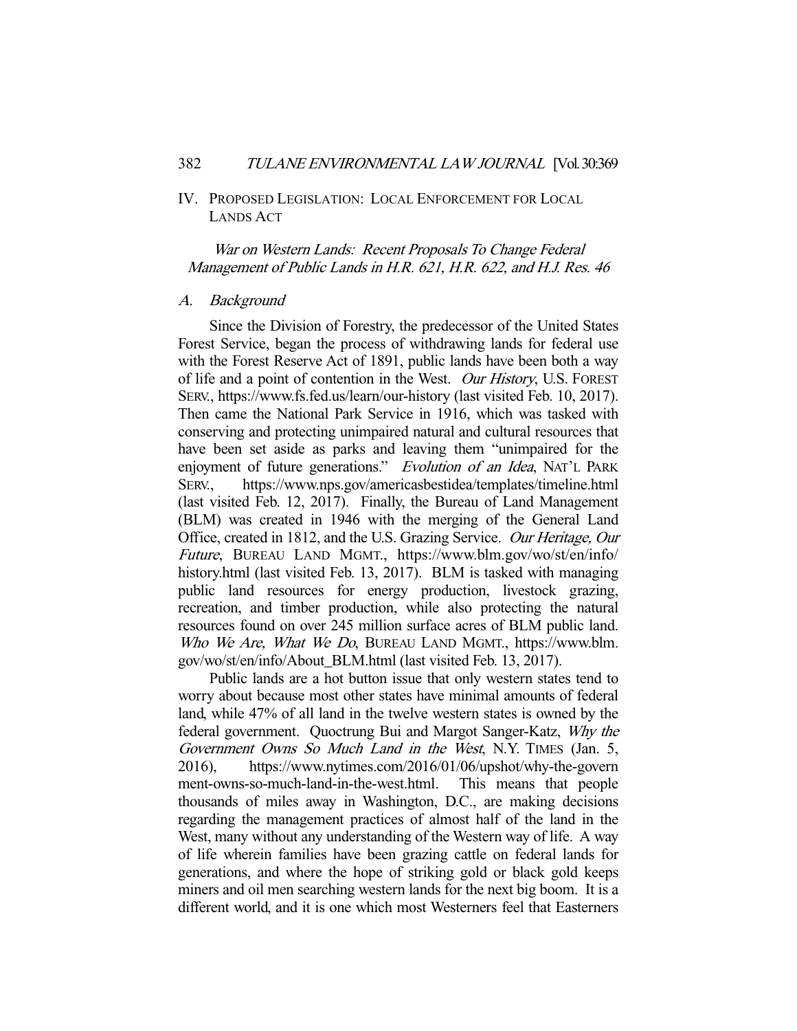## IV. Proposed Legislation: Local Enforcement for Local Lands Act

### *War on Western Lands: Recent Proposals To Change Federal Management of Public Lands in H.R. 621, H.R. 622, and H.J. Res. 46*

#### *A. Background*

Since the Division of Forestry, the predecessor of the United States Forest Service, began the process of withdrawing lands for federal use with the Forest Reserve Act of 1891, public lands have been both a way of life and a point of contention in the West. *Our History*, U.S. FOREST SERV., https://www.fs.fed.us/learn/our-history (last visited Feb. 10, 2017). Then came the National Park Service in 1916, which was tasked with conserving and protecting unimpaired natural and cultural resources that have been set aside as parks and leaving them "unimpaired for the enjoyment of future generations." *Evolution of an Idea*, NAT'L PARK SERV., https://www.nps.gov/americasbestidea/templates/timeline.html (last visited Feb. 12, 2017). Finally, the Bureau of Land Management (BLM) was created in 1946 with the merging of the General Land Office, created in 1812, and the U.S. Grazing Service. *Our Heritage, Our Future*, BUREAU LAND MGMT., https://www.blm.gov/wo/st/en/info/history.html (last visited Feb. 13, 2017). BLM is tasked with managing public land resources for energy production, livestock grazing, recreation, and timber production, while also protecting the natural resources found on over 245 million surface acres of BLM public land. *Who We Are, What We Do*, BUREAU LAND MGMT., https://www.blm.gov/wo/st/en/info/About_BLM.html (last visited Feb. 13, 2017).

Public lands are a hot button issue that only western states tend to worry about because most other states have minimal amounts of federal land, while 47% of all land in the twelve western states is owned by the federal government. Quoctrung Bui and Margot Sanger-Katz, *Why the Government Owns So Much Land in the West*, N.Y. TIMES (Jan. 5, 2016), https://www.nytimes.com/2016/01/06/upshot/why-the-government-owns-so-much-land-in-the-west.html. This means that people thousands of miles away in Washington, D.C., are making decisions regarding the management practices of almost half of the land in the West, many without any understanding of the Western way of life. A way of life wherein families have been grazing cattle on federal lands for generations, and where the hope of striking gold or black gold keeps miners and oil men searching western lands for the next big boom. It is a different world, and it is one which most Westerners feel that Easterners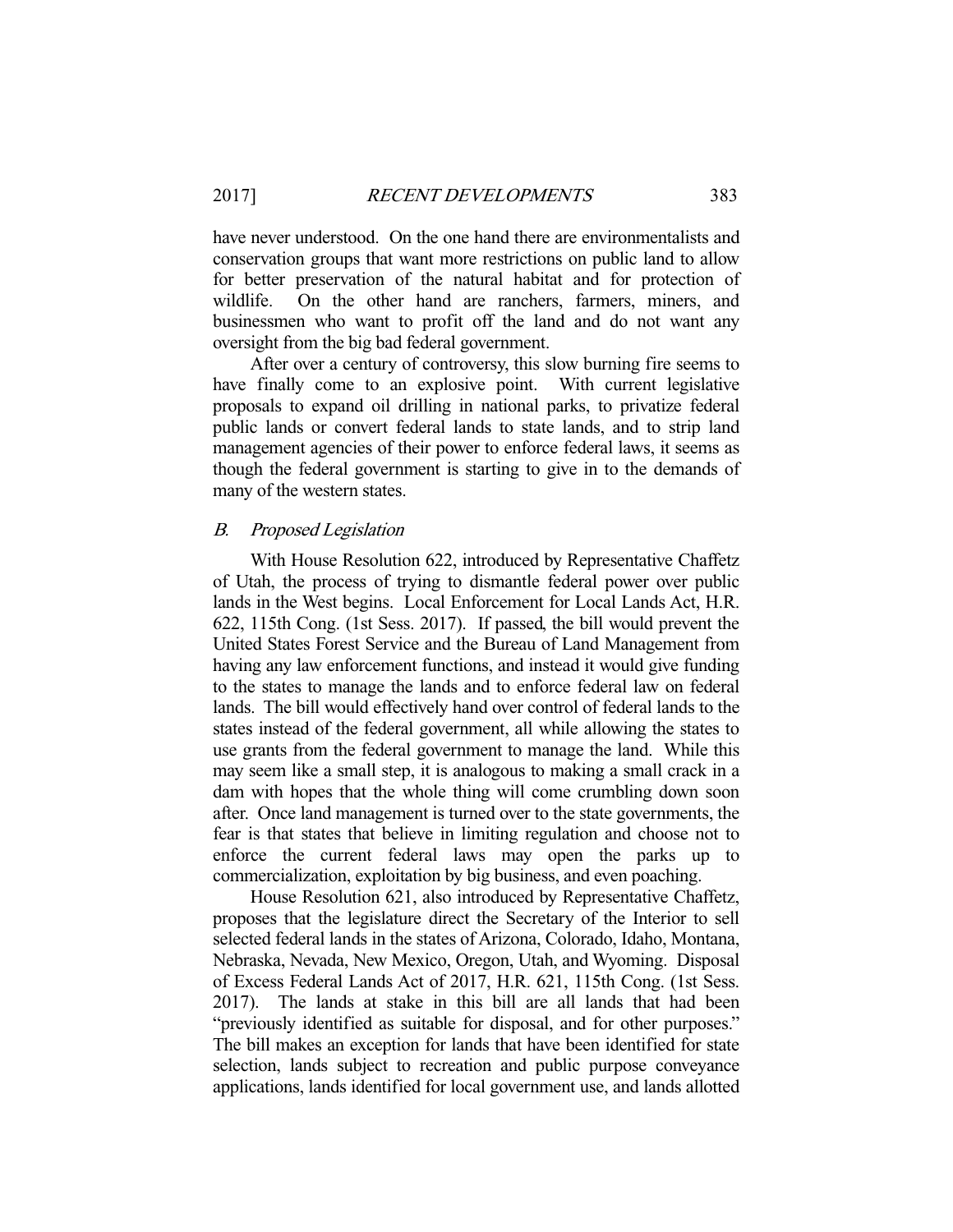have never understood. On the one hand there are environmentalists and conservation groups that want more restrictions on public land to allow for better preservation of the natural habitat and for protection of wildlife. On the other hand are ranchers, farmers, miners, and businessmen who want to profit off the land and do not want any oversight from the big bad federal government.

After over a century of controversy, this slow burning fire seems to have finally come to an explosive point. With current legislative proposals to expand oil drilling in national parks, to privatize federal public lands or convert federal lands to state lands, and to strip land management agencies of their power to enforce federal laws, it seems as though the federal government is starting to give in to the demands of many of the western states.

### *B. Proposed Legislation*

With House Resolution 622, introduced by Representative Chaffetz of Utah, the process of trying to dismantle federal power over public lands in the West begins. Local Enforcement for Local Lands Act, H.R. 622, 115th Cong. (1st Sess. 2017). If passed, the bill would prevent the United States Forest Service and the Bureau of Land Management from having any law enforcement functions, and instead it would give funding to the states to manage the lands and to enforce federal law on federal lands. The bill would effectively hand over control of federal lands to the states instead of the federal government, all while allowing the states to use grants from the federal government to manage the land. While this may seem like a small step, it is analogous to making a small crack in a dam with hopes that the whole thing will come crumbling down soon after. Once land management is turned over to the state governments, the fear is that states that believe in limiting regulation and choose not to enforce the current federal laws may open the parks up to commercialization, exploitation by big business, and even poaching.

House Resolution 621, also introduced by Representative Chaffetz, proposes that the legislature direct the Secretary of the Interior to sell selected federal lands in the states of Arizona, Colorado, Idaho, Montana, Nebraska, Nevada, New Mexico, Oregon, Utah, and Wyoming. Disposal of Excess Federal Lands Act of 2017, H.R. 621, 115th Cong. (1st Sess. 2017). The lands at stake in this bill are all lands that had been "previously identified as suitable for disposal, and for other purposes." The bill makes an exception for lands that have been identified for state selection, lands subject to recreation and public purpose conveyance applications, lands identified for local government use, and lands allotted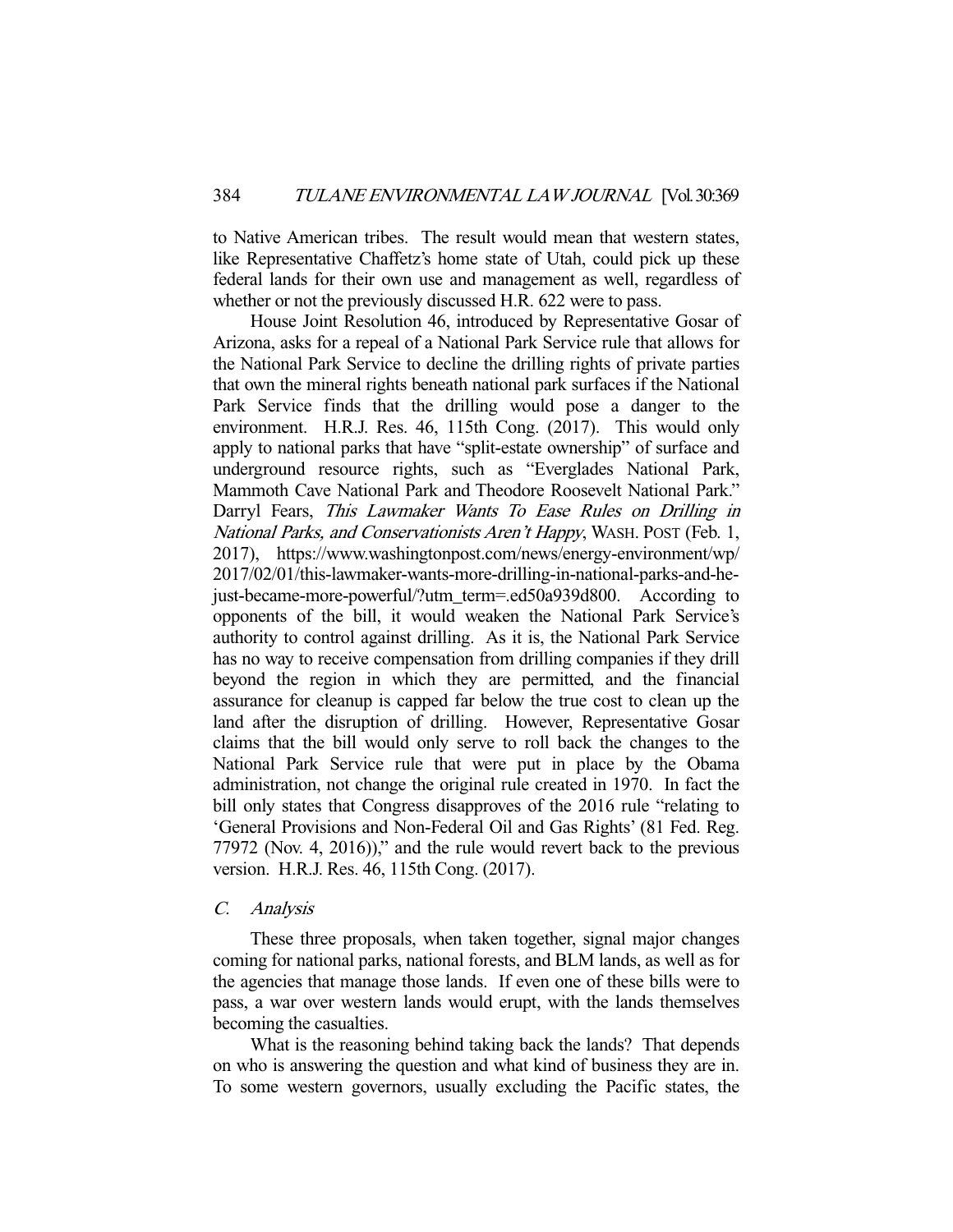to Native American tribes. The result would mean that western states, like Representative Chaffetz's home state of Utah, could pick up these federal lands for their own use and management as well, regardless of whether or not the previously discussed H.R. 622 were to pass.

House Joint Resolution 46, introduced by Representative Gosar of Arizona, asks for a repeal of a National Park Service rule that allows for the National Park Service to decline the drilling rights of private parties that own the mineral rights beneath national park surfaces if the National Park Service finds that the drilling would pose a danger to the environment. H.R.J. Res. 46, 115th Cong. (2017). This would only apply to national parks that have "split-estate ownership" of surface and underground resource rights, such as "Everglades National Park, Mammoth Cave National Park and Theodore Roosevelt National Park." Darryl Fears, *This Lawmaker Wants To Ease Rules on Drilling in National Parks, and Conservationists Aren't Happy*, WASH. POST (Feb. 1, 2017), https://www.washingtonpost.com/news/energy-environment/wp/2017/02/01/this-lawmaker-wants-more-drilling-in-national-parks-and-he-just-became-more-powerful/?utm_term=.ed50a939d800. According to opponents of the bill, it would weaken the National Park Service's authority to control against drilling. As it is, the National Park Service has no way to receive compensation from drilling companies if they drill beyond the region in which they are permitted, and the financial assurance for cleanup is capped far below the true cost to clean up the land after the disruption of drilling. However, Representative Gosar claims that the bill would only serve to roll back the changes to the National Park Service rule that were put in place by the Obama administration, not change the original rule created in 1970. In fact the bill only states that Congress disapproves of the 2016 rule "relating to 'General Provisions and Non-Federal Oil and Gas Rights' (81 Fed. Reg. 77972 (Nov. 4, 2016))," and the rule would revert back to the previous version. H.R.J. Res. 46, 115th Cong. (2017).

### *C. Analysis*

These three proposals, when taken together, signal major changes coming for national parks, national forests, and BLM lands, as well as for the agencies that manage those lands. If even one of these bills were to pass, a war over western lands would erupt, with the lands themselves becoming the casualties.

What is the reasoning behind taking back the lands? That depends on who is answering the question and what kind of business they are in. To some western governors, usually excluding the Pacific states, the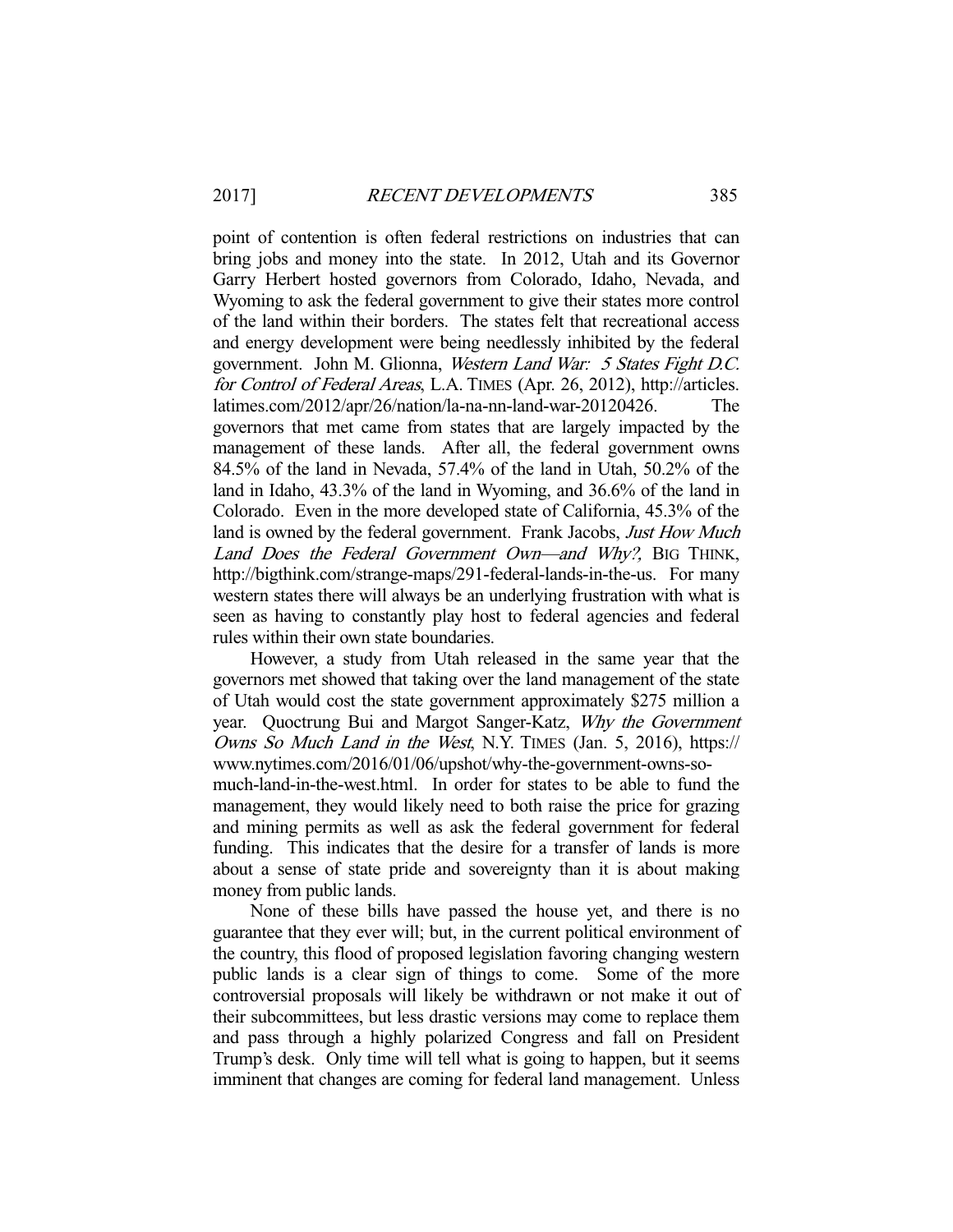point of contention is often federal restrictions on industries that can bring jobs and money into the state. In 2012, Utah and its Governor Garry Herbert hosted governors from Colorado, Idaho, Nevada, and Wyoming to ask the federal government to give their states more control of the land within their borders. The states felt that recreational access and energy development were being needlessly inhibited by the federal government. John M. Glionna, *Western Land War: 5 States Fight D.C. for Control of Federal Areas*, L.A. TIMES (Apr. 26, 2012), http://articles.latimes.com/2012/apr/26/nation/la-na-nn-land-war-20120426. The governors that met came from states that are largely impacted by the management of these lands. After all, the federal government owns 84.5% of the land in Nevada, 57.4% of the land in Utah, 50.2% of the land in Idaho, 43.3% of the land in Wyoming, and 36.6% of the land in Colorado. Even in the more developed state of California, 45.3% of the land is owned by the federal government. Frank Jacobs, *Just How Much Land Does the Federal Government Own—and Why?*, BIG THINK, http://bigthink.com/strange-maps/291-federal-lands-in-the-us. For many western states there will always be an underlying frustration with what is seen as having to constantly play host to federal agencies and federal rules within their own state boundaries.

However, a study from Utah released in the same year that the governors met showed that taking over the land management of the state of Utah would cost the state government approximately $275 million a year. Quoctrung Bui and Margot Sanger-Katz, *Why the Government Owns So Much Land in the West*, N.Y. TIMES (Jan. 5, 2016), https://www.nytimes.com/2016/01/06/upshot/why-the-government-owns-so-much-land-in-the-west.html. In order for states to be able to fund the management, they would likely need to both raise the price for grazing and mining permits as well as ask the federal government for federal funding. This indicates that the desire for a transfer of lands is more about a sense of state pride and sovereignty than it is about making money from public lands.

None of these bills have passed the house yet, and there is no guarantee that they ever will; but, in the current political environment of the country, this flood of proposed legislation favoring changing western public lands is a clear sign of things to come. Some of the more controversial proposals will likely be withdrawn or not make it out of their subcommittees, but less drastic versions may come to replace them and pass through a highly polarized Congress and fall on President Trump's desk. Only time will tell what is going to happen, but it seems imminent that changes are coming for federal land management. Unless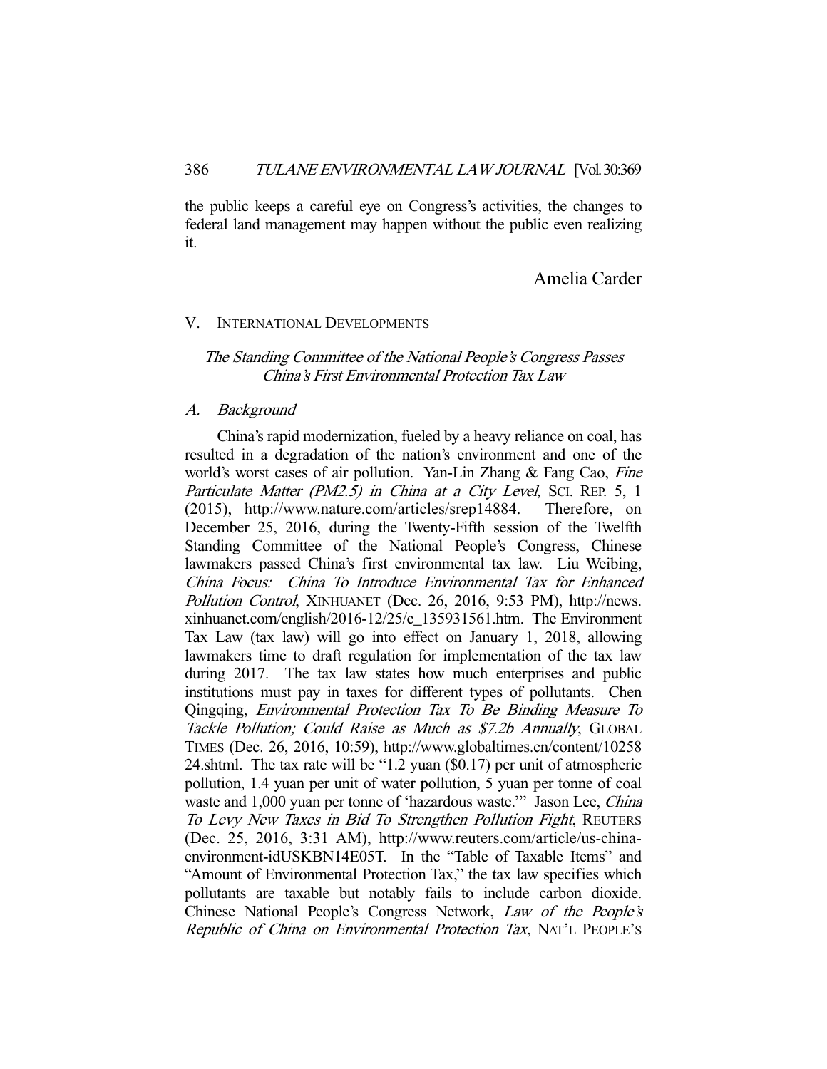the public keeps a careful eye on Congress's activities, the changes to federal land management may happen without the public even realizing it.

Amelia Carder

## V. INTERNATIONAL DEVELOPMENTS

### *The Standing Committee of the National People's Congress Passes China's First Environmental Protection Tax Law*

#### *A. Background*

China's rapid modernization, fueled by a heavy reliance on coal, has resulted in a degradation of the nation's environment and one of the world's worst cases of air pollution. Yan-Lin Zhang & Fang Cao, *Fine Particulate Matter (PM2.5) in China at a City Level*, SCI. REP. 5, 1 (2015), http://www.nature.com/articles/srep14884. Therefore, on December 25, 2016, during the Twenty-Fifth session of the Twelfth Standing Committee of the National People's Congress, Chinese lawmakers passed China's first environmental tax law. Liu Weibing, *China Focus: China To Introduce Environmental Tax for Enhanced Pollution Control*, XINHUANET (Dec. 26, 2016, 9:53 PM), http://news.xinhuanet.com/english/2016-12/25/c_135931561.htm. The Environment Tax Law (tax law) will go into effect on January 1, 2018, allowing lawmakers time to draft regulation for implementation of the tax law during 2017. The tax law states how much enterprises and public institutions must pay in taxes for different types of pollutants. Chen Qingqing, *Environmental Protection Tax To Be Binding Measure To Tackle Pollution; Could Raise as Much as $7.2b Annually*, GLOBAL TIMES (Dec. 26, 2016, 10:59), http://www.globaltimes.cn/content/1025824.shtml. The tax rate will be "1.2 yuan ($0.17) per unit of atmospheric pollution, 1.4 yuan per unit of water pollution, 5 yuan per tonne of coal waste and 1,000 yuan per tonne of 'hazardous waste.'" Jason Lee, *China To Levy New Taxes in Bid To Strengthen Pollution Fight*, REUTERS (Dec. 25, 2016, 3:31 AM), http://www.reuters.com/article/us-china-environment-idUSKBN14E05T. In the "Table of Taxable Items" and "Amount of Environmental Protection Tax," the tax law specifies which pollutants are taxable but notably fails to include carbon dioxide. Chinese National People's Congress Network, *Law of the People's Republic of China on Environmental Protection Tax*, NAT'L PEOPLE'S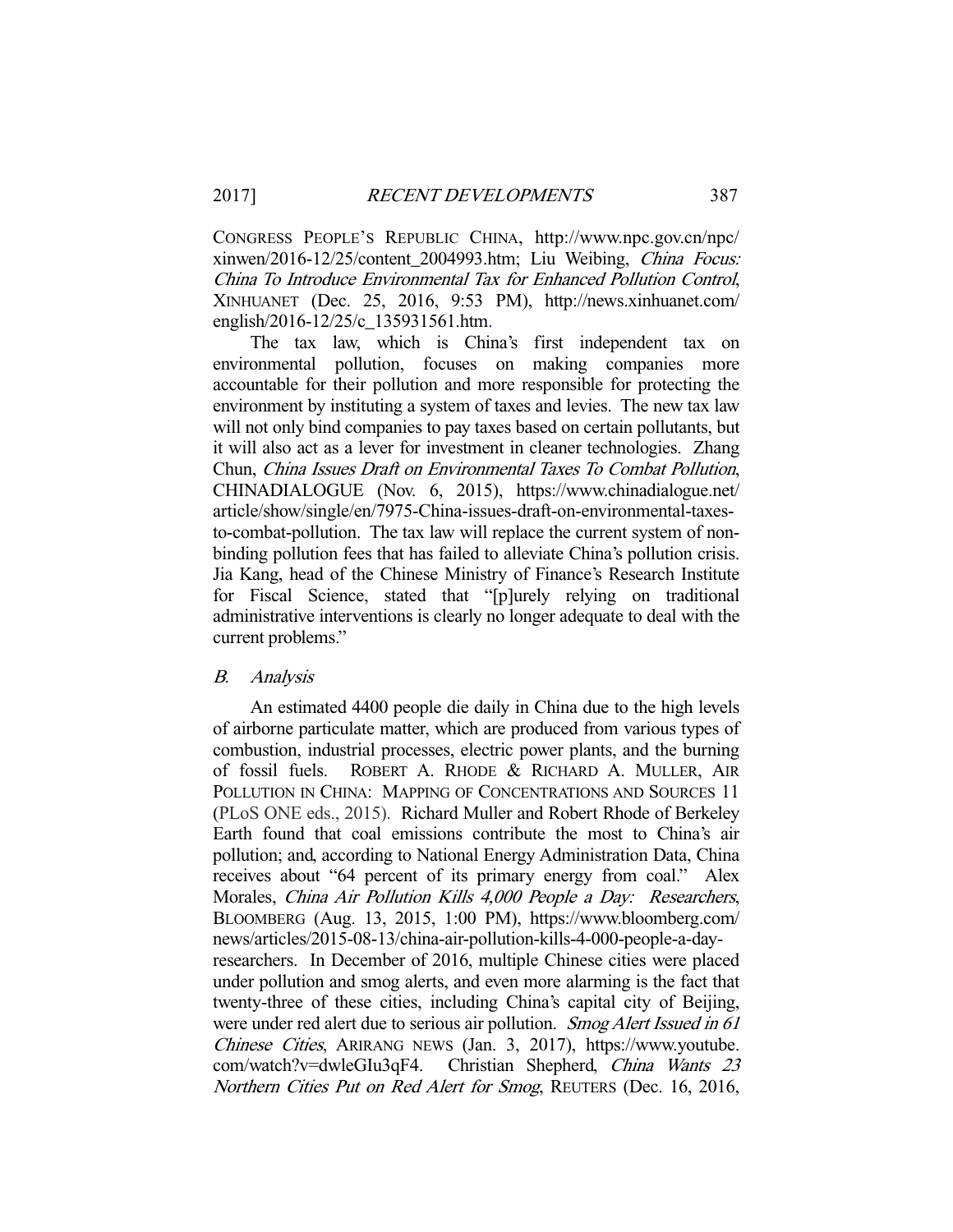CONGRESS PEOPLE'S REPUBLIC CHINA, http://www.npc.gov.cn/npc/xinwen/2016-12/25/content_2004993.htm; Liu Weibing, *China Focus: China To Introduce Environmental Tax for Enhanced Pollution Control*, XINHUANET (Dec. 25, 2016, 9:53 PM), http://news.xinhuanet.com/english/2016-12/25/c_135931561.htm.

The tax law, which is China's first independent tax on environmental pollution, focuses on making companies more accountable for their pollution and more responsible for protecting the environment by instituting a system of taxes and levies. The new tax law will not only bind companies to pay taxes based on certain pollutants, but it will also act as a lever for investment in cleaner technologies. Zhang Chun, *China Issues Draft on Environmental Taxes To Combat Pollution*, CHINADIALOGUE (Nov. 6, 2015), https://www.chinadialogue.net/article/show/single/en/7975-China-issues-draft-on-environmental-taxes-to-combat-pollution. The tax law will replace the current system of non-binding pollution fees that has failed to alleviate China's pollution crisis. Jia Kang, head of the Chinese Ministry of Finance's Research Institute for Fiscal Science, stated that "[p]urely relying on traditional administrative interventions is clearly no longer adequate to deal with the current problems."

### *B. Analysis*

An estimated 4400 people die daily in China due to the high levels of airborne particulate matter, which are produced from various types of combustion, industrial processes, electric power plants, and the burning of fossil fuels. ROBERT A. RHODE & RICHARD A. MULLER, AIR POLLUTION IN CHINA: MAPPING OF CONCENTRATIONS AND SOURCES 11 (PLoS ONE eds., 2015). Richard Muller and Robert Rhode of Berkeley Earth found that coal emissions contribute the most to China's air pollution; and, according to National Energy Administration Data, China receives about "64 percent of its primary energy from coal." Alex Morales, *China Air Pollution Kills 4,000 People a Day: Researchers*, BLOOMBERG (Aug. 13, 2015, 1:00 PM), https://www.bloomberg.com/news/articles/2015-08-13/china-air-pollution-kills-4-000-people-a-day-researchers. In December of 2016, multiple Chinese cities were placed under pollution and smog alerts, and even more alarming is the fact that twenty-three of these cities, including China's capital city of Beijing, were under red alert due to serious air pollution. *Smog Alert Issued in 61 Chinese Cities*, ARIRANG NEWS (Jan. 3, 2017), https://www.youtube.com/watch?v=dwleGIu3qF4. Christian Shepherd, *China Wants 23 Northern Cities Put on Red Alert for Smog*, REUTERS (Dec. 16, 2016,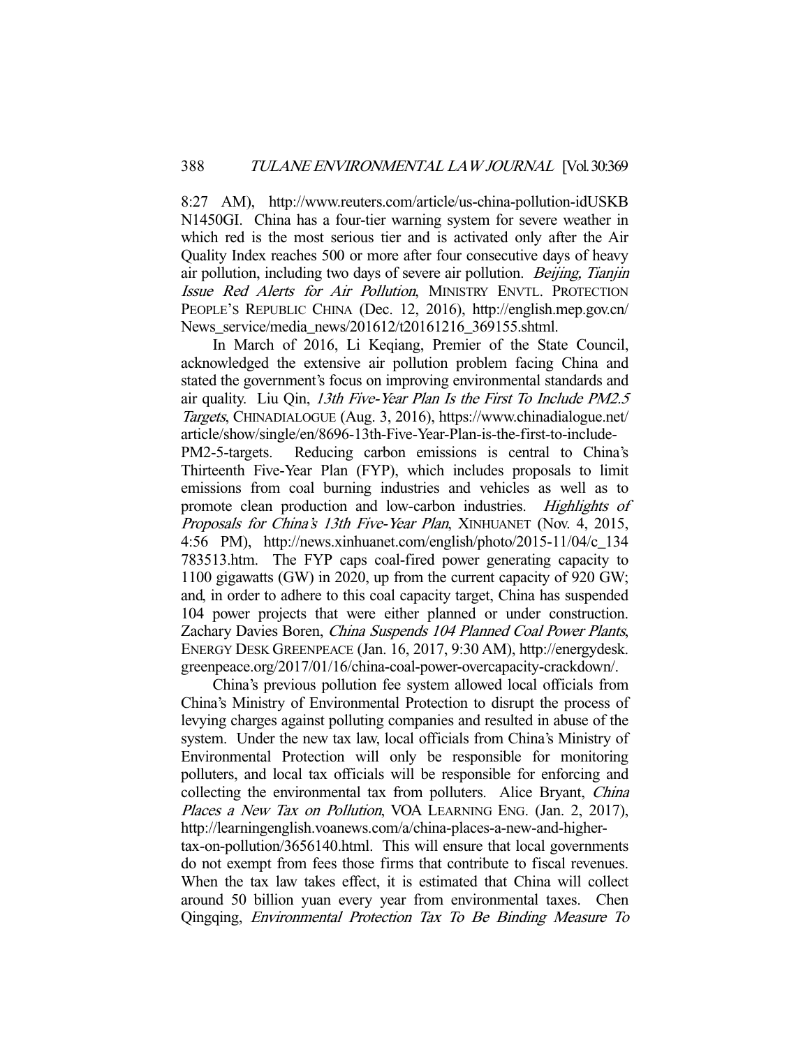8:27 AM), http://www.reuters.com/article/us-china-pollution-idUSKBN1450GI. China has a four-tier warning system for severe weather in which red is the most serious tier and is activated only after the Air Quality Index reaches 500 or more after four consecutive days of heavy air pollution, including two days of severe air pollution. *Beijing, Tianjin Issue Red Alerts for Air Pollution*, MINISTRY ENVTL. PROTECTION PEOPLE'S REPUBLIC CHINA (Dec. 12, 2016), http://english.mep.gov.cn/News_service/media_news/201612/t20161216_369155.shtml.

In March of 2016, Li Keqiang, Premier of the State Council, acknowledged the extensive air pollution problem facing China and stated the government's focus on improving environmental standards and air quality. Liu Qin, *13th Five-Year Plan Is the First To Include PM2.5 Targets*, CHINADIALOGUE (Aug. 3, 2016), https://www.chinadialogue.net/article/show/single/en/8696-13th-Five-Year-Plan-is-the-first-to-include-PM2-5-targets. Reducing carbon emissions is central to China's Thirteenth Five-Year Plan (FYP), which includes proposals to limit emissions from coal burning industries and vehicles as well as to promote clean production and low-carbon industries. *Highlights of Proposals for China's 13th Five-Year Plan*, XINHUANET (Nov. 4, 2015, 4:56 PM), http://news.xinhuanet.com/english/photo/2015-11/04/c_134783513.htm. The FYP caps coal-fired power generating capacity to 1100 gigawatts (GW) in 2020, up from the current capacity of 920 GW; and, in order to adhere to this coal capacity target, China has suspended 104 power projects that were either planned or under construction. Zachary Davies Boren, *China Suspends 104 Planned Coal Power Plants*, ENERGY DESK GREENPEACE (Jan. 16, 2017, 9:30 AM), http://energydesk.greenpeace.org/2017/01/16/china-coal-power-overcapacity-crackdown/.

China's previous pollution fee system allowed local officials from China's Ministry of Environmental Protection to disrupt the process of levying charges against polluting companies and resulted in abuse of the system. Under the new tax law, local officials from China's Ministry of Environmental Protection will only be responsible for monitoring polluters, and local tax officials will be responsible for enforcing and collecting the environmental tax from polluters. Alice Bryant, *China Places a New Tax on Pollution*, VOA LEARNING ENG. (Jan. 2, 2017), http://learningenglish.voanews.com/a/china-places-a-new-and-higher-tax-on-pollution/3656140.html. This will ensure that local governments do not exempt from fees those firms that contribute to fiscal revenues. When the tax law takes effect, it is estimated that China will collect around 50 billion yuan every year from environmental taxes. Chen Qingqing, *Environmental Protection Tax To Be Binding Measure To*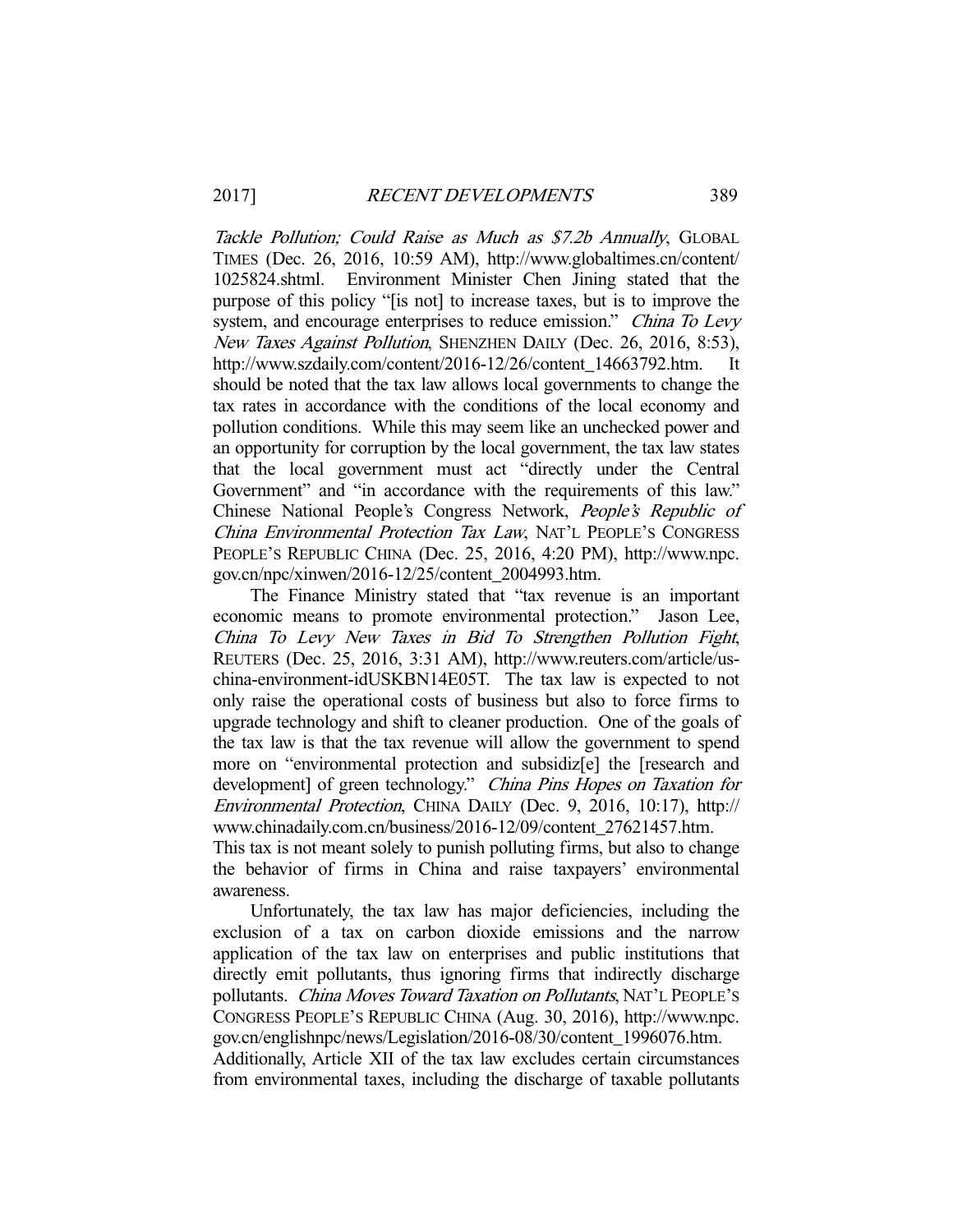*Tackle Pollution; Could Raise as Much as $7.2b Annually*, GLOBAL TIMES (Dec. 26, 2016, 10:59 AM), http://www.globaltimes.cn/content/1025824.shtml. Environment Minister Chen Jining stated that the purpose of this policy "[is not] to increase taxes, but is to improve the system, and encourage enterprises to reduce emission." *China To Levy New Taxes Against Pollution*, SHENZHEN DAILY (Dec. 26, 2016, 8:53), http://www.szdaily.com/content/2016-12/26/content_14663792.htm. It should be noted that the tax law allows local governments to change the tax rates in accordance with the conditions of the local economy and pollution conditions. While this may seem like an unchecked power and an opportunity for corruption by the local government, the tax law states that the local government must act "directly under the Central Government" and "in accordance with the requirements of this law." Chinese National People's Congress Network, *People's Republic of China Environmental Protection Tax Law*, NAT'L PEOPLE'S CONGRESS PEOPLE'S REPUBLIC CHINA (Dec. 25, 2016, 4:20 PM), http://www.npc.gov.cn/npc/xinwen/2016-12/25/content_2004993.htm.

The Finance Ministry stated that "tax revenue is an important economic means to promote environmental protection." Jason Lee, *China To Levy New Taxes in Bid To Strengthen Pollution Fight*, REUTERS (Dec. 25, 2016, 3:31 AM), http://www.reuters.com/article/us-china-environment-idUSKBN14E05T. The tax law is expected to not only raise the operational costs of business but also to force firms to upgrade technology and shift to cleaner production. One of the goals of the tax law is that the tax revenue will allow the government to spend more on "environmental protection and subsidiz[e] the [research and development] of green technology." *China Pins Hopes on Taxation for Environmental Protection*, CHINA DAILY (Dec. 9, 2016, 10:17), http://www.chinadaily.com.cn/business/2016-12/09/content_27621457.htm. This tax is not meant solely to punish polluting firms, but also to change the behavior of firms in China and raise taxpayers' environmental awareness.

Unfortunately, the tax law has major deficiencies, including the exclusion of a tax on carbon dioxide emissions and the narrow application of the tax law on enterprises and public institutions that directly emit pollutants, thus ignoring firms that indirectly discharge pollutants. *China Moves Toward Taxation on Pollutants*, NAT'L PEOPLE'S CONGRESS PEOPLE'S REPUBLIC CHINA (Aug. 30, 2016), http://www.npc.gov.cn/englishnpc/news/Legislation/2016-08/30/content_1996076.htm. Additionally, Article XII of the tax law excludes certain circumstances from environmental taxes, including the discharge of taxable pollutants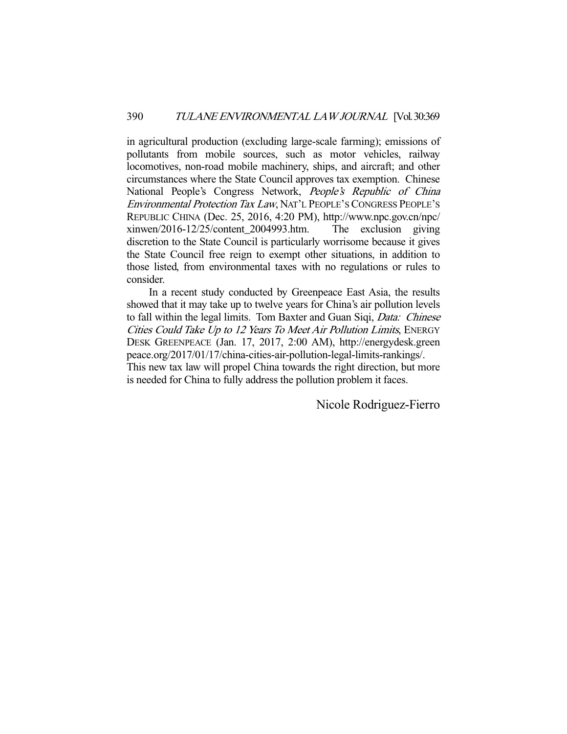in agricultural production (excluding large-scale farming); emissions of pollutants from mobile sources, such as motor vehicles, railway locomotives, non-road mobile machinery, ships, and aircraft; and other circumstances where the State Council approves tax exemption. Chinese National People's Congress Network, *People's Republic of China Environmental Protection Tax Law*, NAT'L PEOPLE'S CONGRESS PEOPLE'S REPUBLIC CHINA (Dec. 25, 2016, 4:20 PM), http://www.npc.gov.cn/npc/xinwen/2016-12/25/content_2004993.htm. The exclusion giving discretion to the State Council is particularly worrisome because it gives the State Council free reign to exempt other situations, in addition to those listed, from environmental taxes with no regulations or rules to consider.

In a recent study conducted by Greenpeace East Asia, the results showed that it may take up to twelve years for China's air pollution levels to fall within the legal limits. Tom Baxter and Guan Siqi, *Data: Chinese Cities Could Take Up to 12 Years To Meet Air Pollution Limits*, ENERGY DESK GREENPEACE (Jan. 17, 2017, 2:00 AM), http://energydesk.greenpeace.org/2017/01/17/china-cities-air-pollution-legal-limits-rankings/. This new tax law will propel China towards the right direction, but more is needed for China to fully address the pollution problem it faces.

Nicole Rodriguez-Fierro